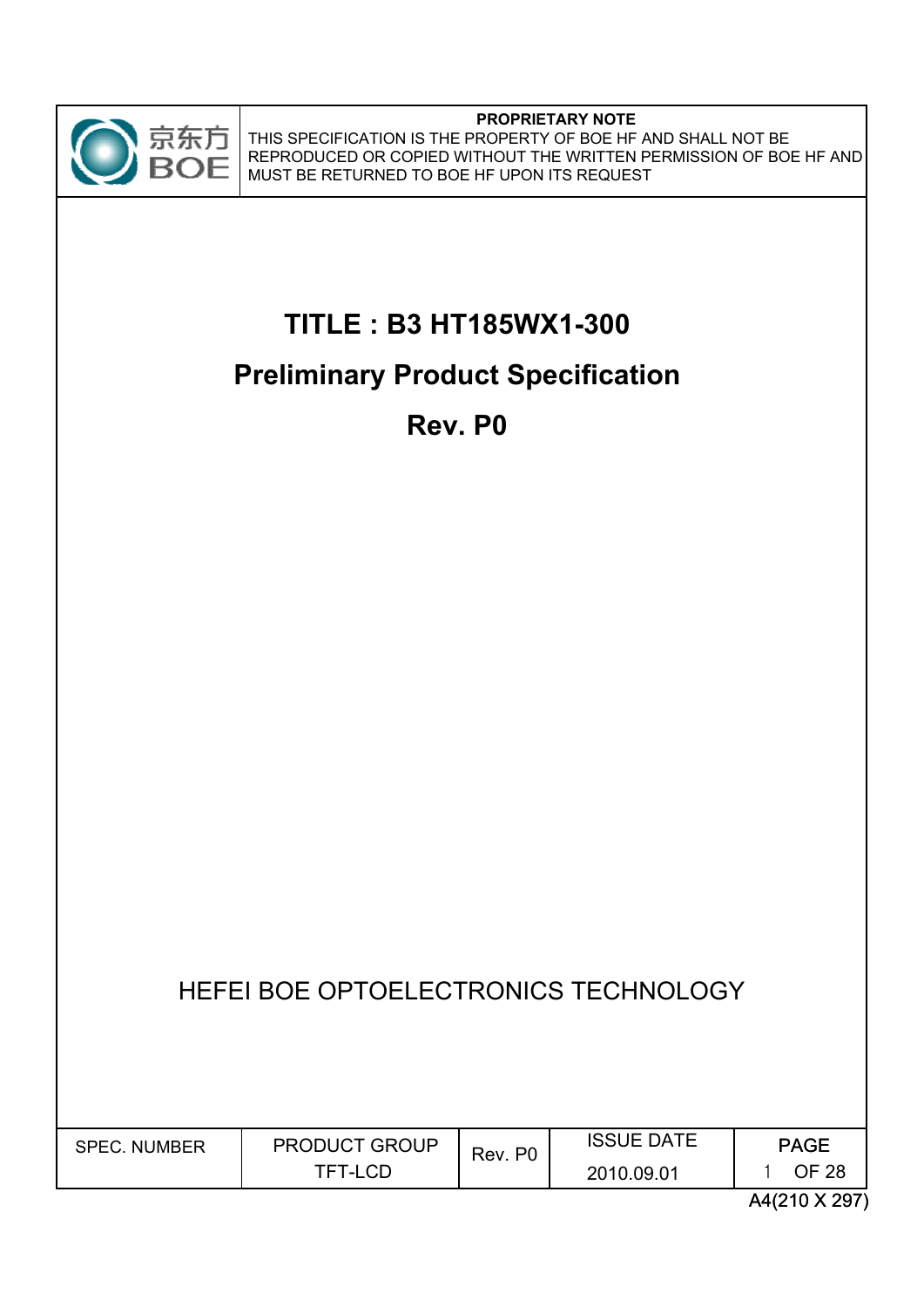京东方 BOE

**PROPRIETARY NOTE**

THIS SPECIFICATION IS THE PROPERTY OF BOE HF AND SHALL NOT BE REPRODUCED OR COPIED WITHOUT THE WRITTEN PERMISSION OF BOE HF AND MUST BE RETURNED TO BOE HF UPON ITS REQUEST

# TITLE : B3 HT185WX1-300

# Preliminary Product Specification

# Rev. P0

HEFEI BOE OPTOELECTRONICS TECHNOLOGY

| SPEC. NUMBER | PRODUCT GROUP | Rev. P0 | ISSUE DATE | PAGE |
|---|---|---|---|---|
| | TFT-LCD | | 2010.09.01 | 1 OF 28 |

A4(210 X 297)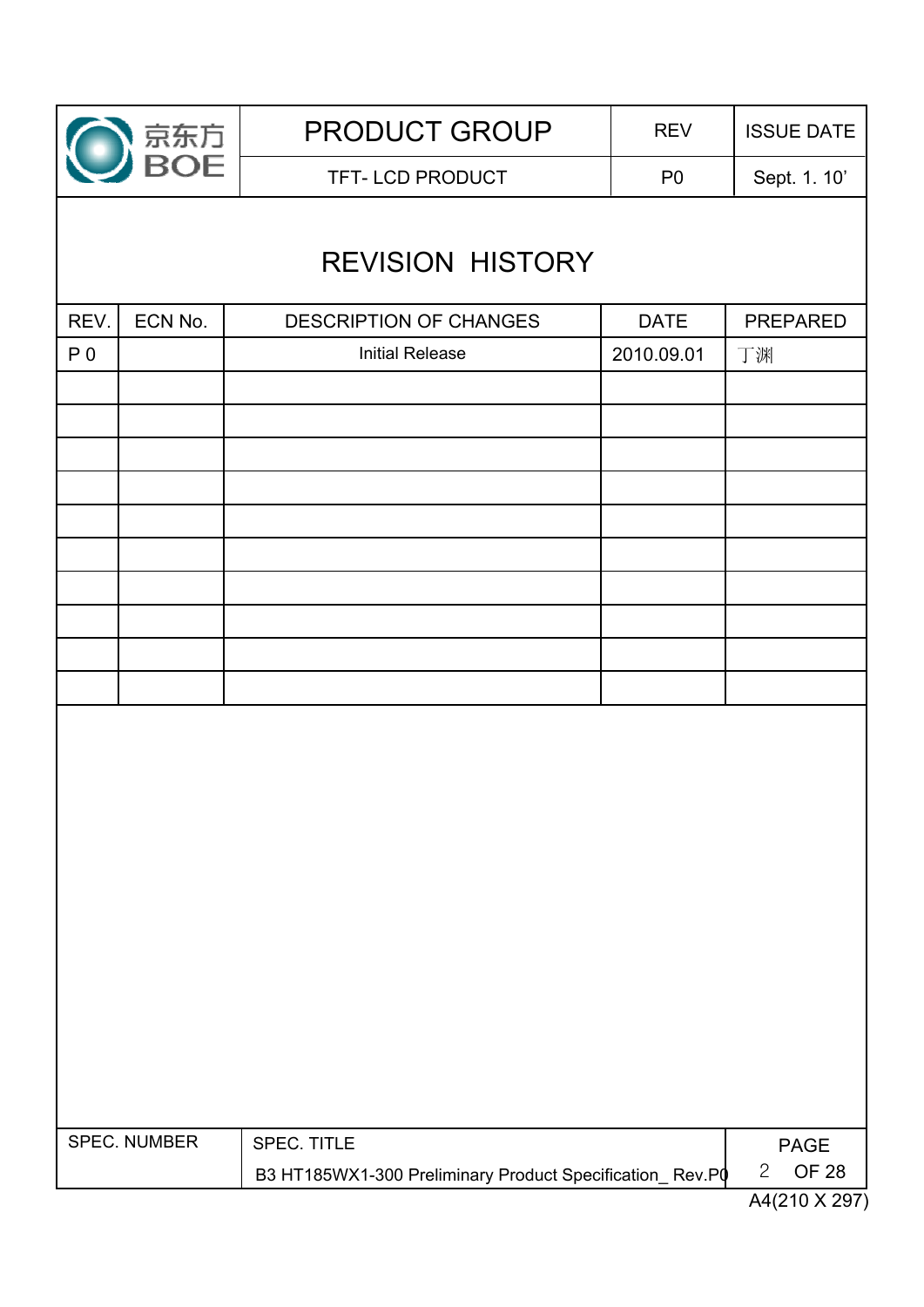# REVISION HISTORY

| REV. | ECN No. | DESCRIPTION OF CHANGES | DATE | PREPARED |
|---|---|---|---|---|
| P 0 | | Initial Release | 2010.09.01 | 丁渊 |
| | | | | |
| | | | | |
| | | | | |
| | | | | |
| | | | | |
| | | | | |
| | | | | |
| | | | | |
| | | | | |
| | | | | |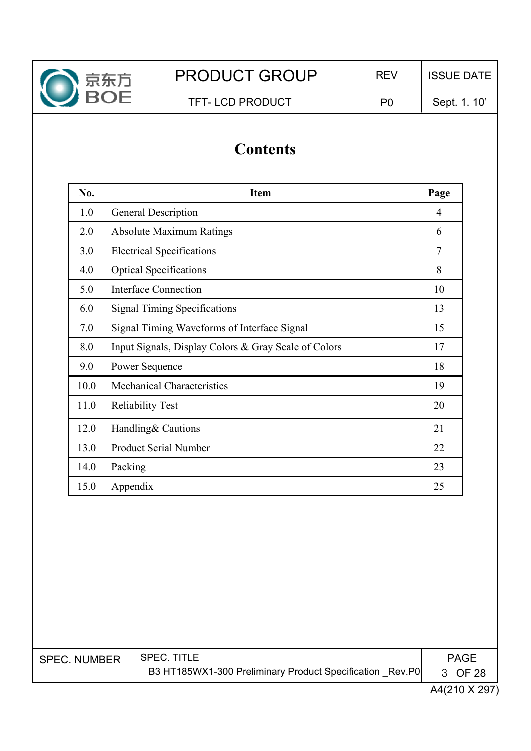# Contents

| No. | Item | Page |
|---|---|---|
| 1.0 | General Description | 4 |
| 2.0 | Absolute Maximum Ratings | 6 |
| 3.0 | Electrical Specifications | 7 |
| 4.0 | Optical Specifications | 8 |
| 5.0 | Interface Connection | 10 |
| 6.0 | Signal Timing Specifications | 13 |
| 7.0 | Signal Timing Waveforms of Interface Signal | 15 |
| 8.0 | Input Signals, Display Colors & Gray Scale of Colors | 17 |
| 9.0 | Power Sequence | 18 |
| 10.0 | Mechanical Characteristics | 19 |
| 11.0 | Reliability Test | 20 |
| 12.0 | Handling& Cautions | 21 |
| 13.0 | Product Serial Number | 22 |
| 14.0 | Packing | 23 |
| 15.0 | Appendix | 25 |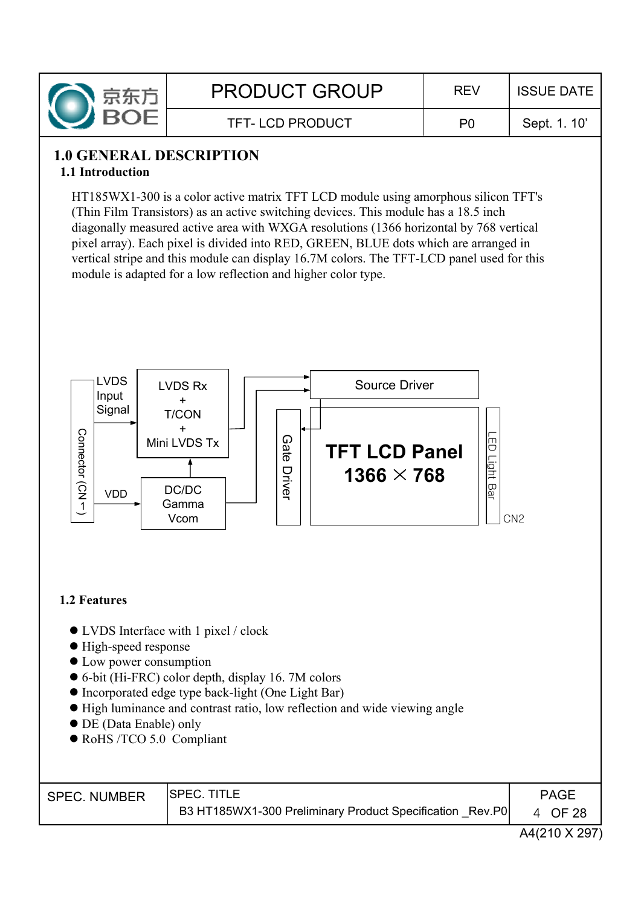# 1.0 GENERAL DESCRIPTION

## 1.1 Introduction

HT185WX1-300 is a color active matrix TFT LCD module using amorphous silicon TFT's (Thin Film Transistors) as an active switching devices. This module has a 18.5 inch diagonally measured active area with WXGA resolutions (1366 horizontal by 768 vertical pixel array). Each pixel is divided into RED, GREEN, BLUE dots which are arranged in vertical stripe and this module can display 16.7M colors. The TFT-LCD panel used for this module is adapted for a low reflection and higher color type.

LVDS Input Signal

LVDS Rx + T/CON + Mini LVDS Tx

Source Driver

Connector (CN-1)

VDD

DC/DC Gamma Vcom

Gate Driver

TFT LCD Panel 1366 × 768

LED Light Bar

CN2

## 1.2 Features

- LVDS Interface with 1 pixel / clock
- High-speed response
- Low power consumption
- 6-bit (Hi-FRC) color depth, display 16. 7M colors
- Incorporated edge type back-light (One Light Bar)
- High luminance and contrast ratio, low reflection and wide viewing angle
- DE (Data Enable) only
- RoHS /TCO 5.0 Compliant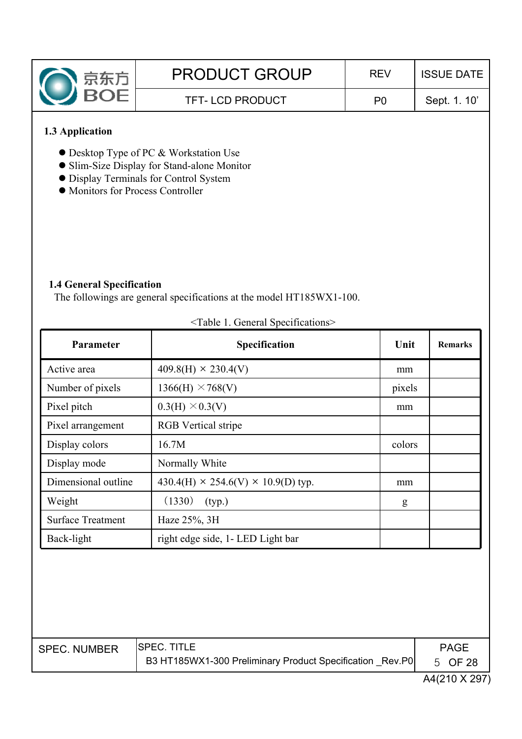### 1.3 Application

- Desktop Type of PC & Workstation Use
- Slim-Size Display for Stand-alone Monitor
- Display Terminals for Control System
- Monitors for Process Controller

### 1.4 General Specification

The followings are general specifications at the model HT185WX1-100.

<Table 1. General Specifications>

| Parameter | Specification | Unit | Remarks |
|---|---|---|---|
| Active area | 409.8(H) × 230.4(V) | mm | |
| Number of pixels | 1366(H) ×768(V) | pixels | |
| Pixel pitch | 0.3(H) ×0.3(V) | mm | |
| Pixel arrangement | RGB Vertical stripe | | |
| Display colors | 16.7M | colors | |
| Display mode | Normally White | | |
| Dimensional outline | 430.4(H) × 254.6(V) × 10.9(D) typ. | mm | |
| Weight | （1330） (typ.) | g | |
| Surface Treatment | Haze 25%, 3H | | |
| Back-light | right edge side, 1- LED Light bar | | |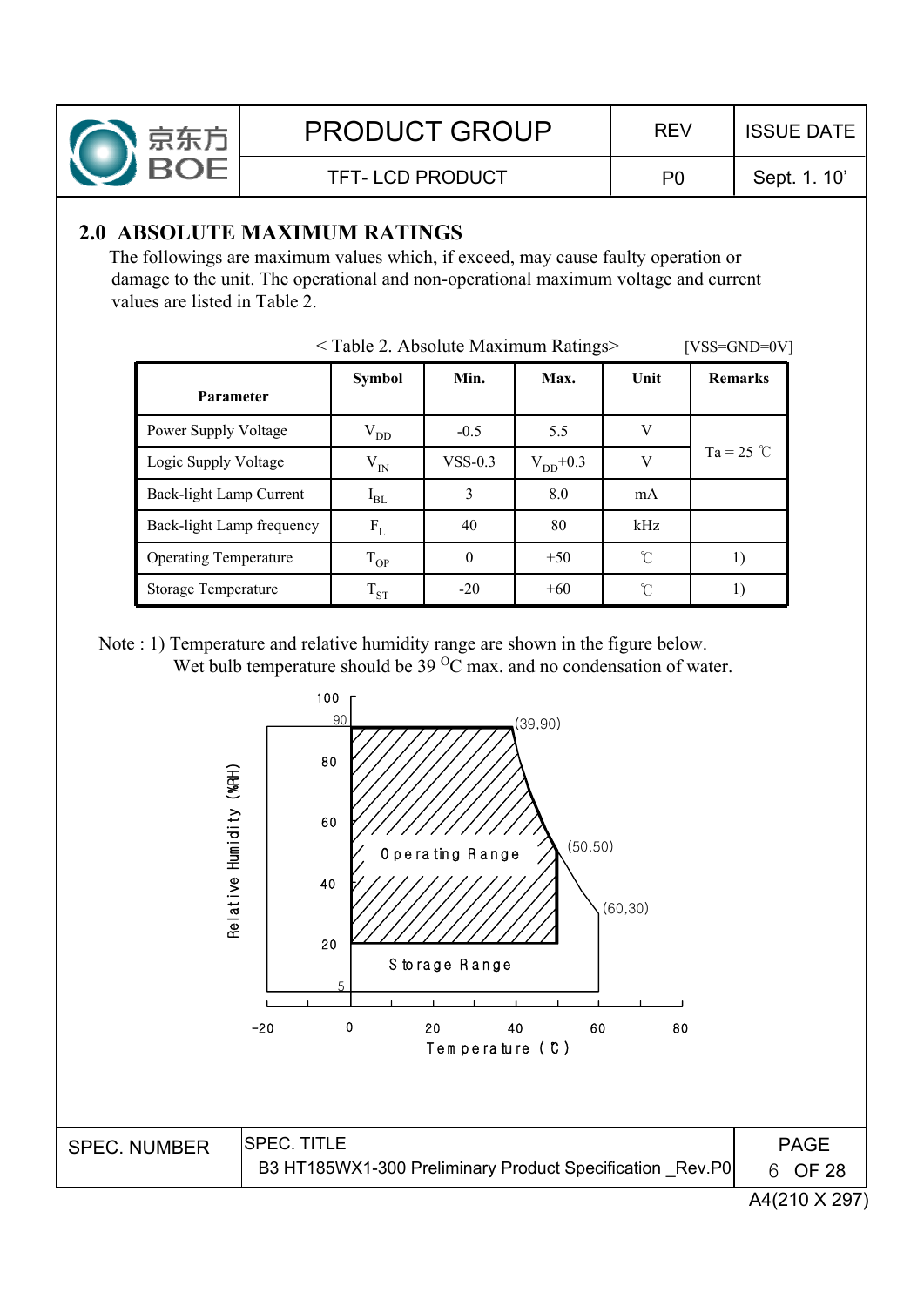## 2.0 ABSOLUTE MAXIMUM RATINGS

The followings are maximum values which, if exceed, may cause faulty operation or damage to the unit. The operational and non-operational maximum voltage and current values are listed in Table 2.

< Table 2. Absolute Maximum Ratings> [VSS=GND=0V]

| Parameter | Symbol | Min. | Max. | Unit | Remarks |
|---|---|---|---|---|---|
| Power Supply Voltage | $V_{DD}$ | -0.5 | 5.5 | V | Ta = 25 ℃ |
| Logic Supply Voltage | $V_{IN}$ | VSS-0.3 | $V_{DD}$+0.3 | V | |
| Back-light Lamp Current | $I_{BL}$ | 3 | 8.0 | mA | |
| Back-light Lamp frequency | $F_L$ | 40 | 80 | kHz | |
| Operating Temperature | $T_{OP}$ | 0 | +50 | ℃ | 1) |
| Storage Temperature | $T_{ST}$ | -20 | +60 | ℃ | 1) |

Note : 1) Temperature and relative humidity range are shown in the figure below.
Wet bulb temperature should be 39 °C max. and no condensation of water.

Relative Humidity (%RH)
100
90
80
60
40
20
5
(39,90)
(50,50)
(60,30)
Operating Range
Storage Range
-20
0
20
40
60
80
Temperature (℃)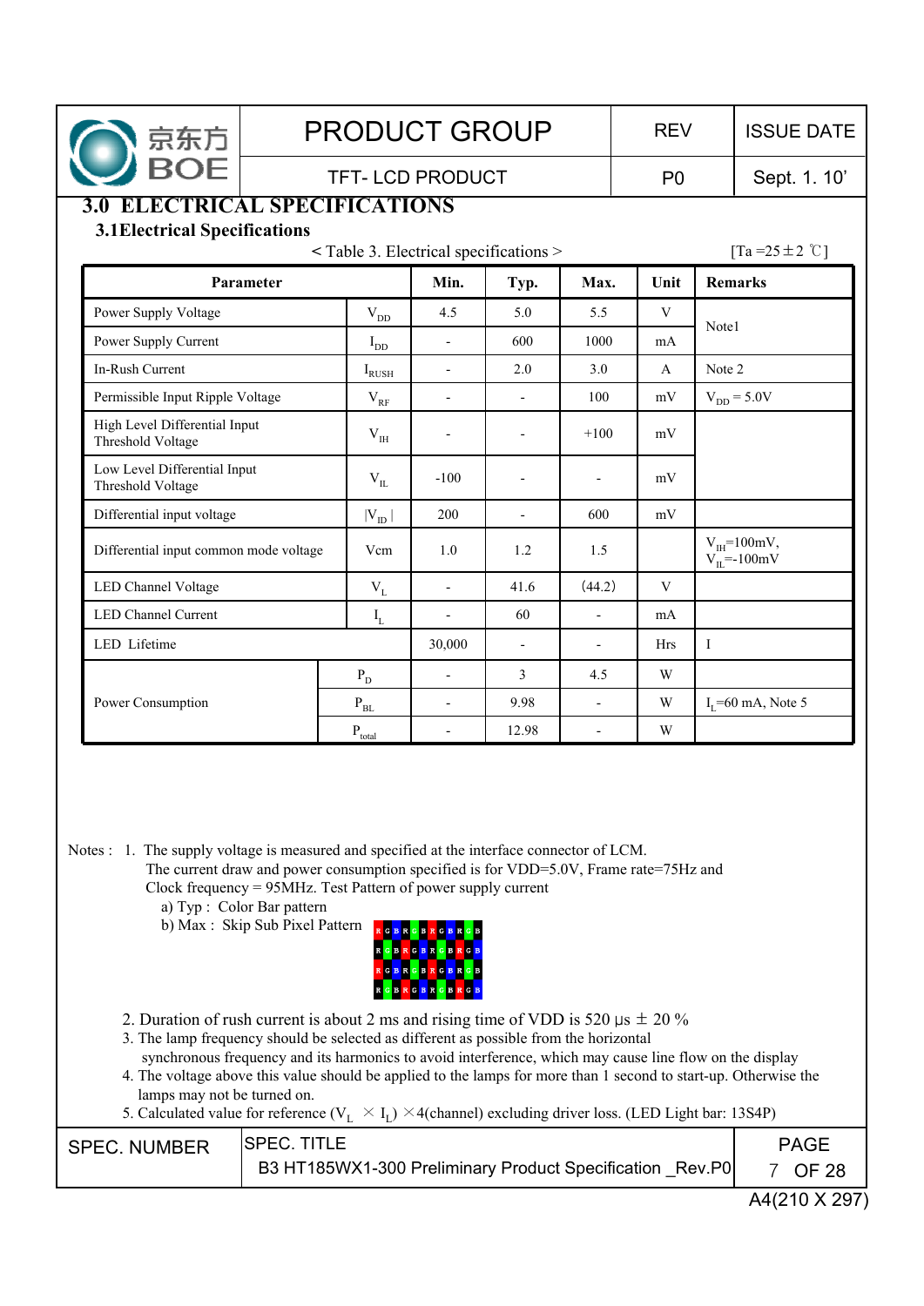## 3.0 ELECTRICAL SPECIFICATIONS

### 3.1Electrical Specifications

< Table 3. Electrical specifications > [Ta =25±2 ℃]

| Parameter | | Min. | Typ. | Max. | Unit | Remarks |
|---|---|---|---|---|---|---|
| Power Supply Voltage | $V_{DD}$ | 4.5 | 5.0 | 5.5 | V | Note1 |
| Power Supply Current | $I_{DD}$ | - | 600 | 1000 | mA | |
| In-Rush Current | $I_{RUSH}$ | - | 2.0 | 3.0 | A | Note 2 |
| Permissible Input Ripple Voltage | $V_{RF}$ | - | - | 100 | mV | $V_{DD}$ = 5.0V |
| High Level Differential Input Threshold Voltage | $V_{IH}$ | - | - | +100 | mV | |
| Low Level Differential Input Threshold Voltage | $V_{IL}$ | -100 | - | - | mV | |
| Differential input voltage | $\|V_{ID}\|$ | 200 | - | 600 | mV | |
| Differential input common mode voltage | Vcm | 1.0 | 1.2 | 1.5 | | $V_{IH}$=100mV, $V_{IL}$=-100mV |
| LED Channel Voltage | $V_L$ | - | 41.6 | (44.2) | V | |
| LED Channel Current | $I_L$ | - | 60 | - | mA | |
| LED Lifetime | | 30,000 | - | - | Hrs | I |
| Power Consumption | $P_D$ | - | 3 | 4.5 | W | |
| | $P_{BL}$ | - | 9.98 | - | W | $I_L$=60 mA, Note 5 |
| | $P_{total}$ | - | 12.98 | - | W | |

Notes :
1. The supply voltage is measured and specified at the interface connector of LCM.
   The current draw and power consumption specified is for VDD=5.0V, Frame rate=75Hz and Clock frequency = 95MHz. Test Pattern of power supply current
   a) Typ : Color Bar pattern
   b) Max : Skip Sub Pixel Pattern
2. Duration of rush current is about 2 ms and rising time of VDD is 520 μs ± 20 %
3. The lamp frequency should be selected as different as possible from the horizontal synchronous frequency and its harmonics to avoid interference, which may cause line flow on the display
4. The voltage above this value should be applied to the lamps for more than 1 second to start-up. Otherwise the lamps may not be turned on.
5. Calculated value for reference ($V_L$ × $I_L$) ×4(channel) excluding driver loss. (LED Light bar: 13S4P)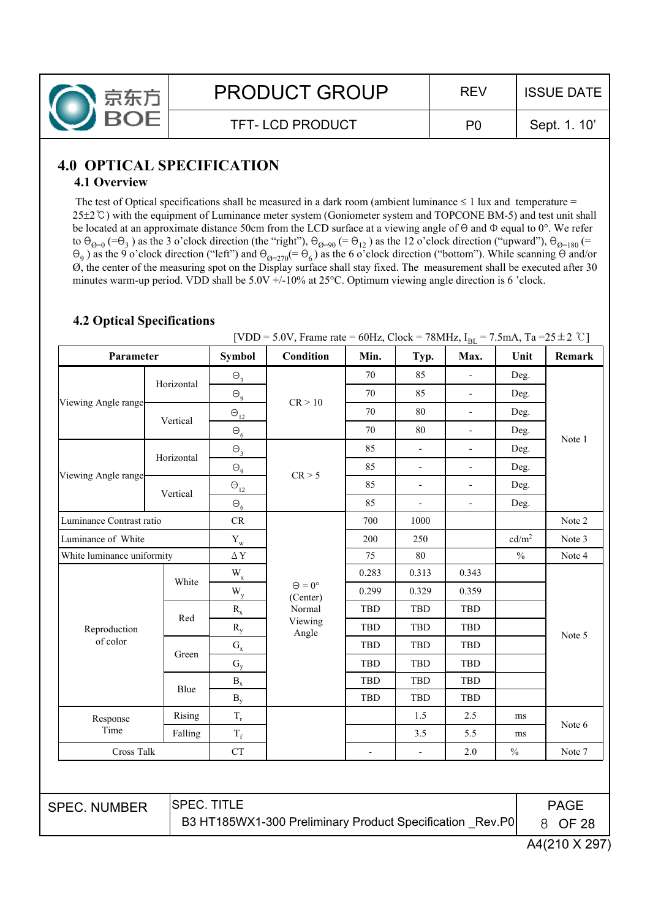# 4.0 OPTICAL SPECIFICATION

## 4.1 Overview

The test of Optical specifications shall be measured in a dark room (ambient luminance ≤ 1 lux and temperature = 25±2℃) with the equipment of Luminance meter system (Goniometer system and TOPCONE BM-5) and test unit shall be located at an approximate distance 50cm from the LCD surface at a viewing angle of Θ and Φ equal to 0°. We refer to $\Theta_{\varnothing=0}$ (=$\Theta_3$ ) as the 3 o'clock direction (the "right"), $\Theta_{\varnothing=90}$ (= $\Theta_{12}$ ) as the 12 o'clock direction ("upward"), $\Theta_{\varnothing=180}$ (= $\Theta_9$ ) as the 9 o'clock direction ("left") and $\Theta_{\varnothing=270}$(= $\Theta_6$ ) as the 6 o'clock direction ("bottom"). While scanning Θ and/or Ø, the center of the measuring spot on the Display surface shall stay fixed. The measurement shall be executed after 30 minutes warm-up period. VDD shall be 5.0V +/-10% at 25°C. Optimum viewing angle direction is 6 'clock.

## 4.2 Optical Specifications

[VDD = 5.0V, Frame rate = 60Hz, Clock = 78MHz, $I_{BL}$ = 7.5mA, Ta =25±2 ℃]

| Parameter | | Symbol | Condition | Min. | Typ. | Max. | Unit | Remark |
|---|---|---|---|---|---|---|---|---|
| Viewing Angle range | Horizontal | $\Theta_3$ | CR > 10 | 70 | 85 | - | Deg. | Note 1 |
| | | $\Theta_9$ | | 70 | 85 | - | Deg. | |
| | Vertical | $\Theta_{12}$ | | 70 | 80 | - | Deg. | |
| | | $\Theta_6$ | | 70 | 80 | - | Deg. | |
| Viewing Angle range | Horizontal | $\Theta_3$ | CR > 5 | 85 | - | - | Deg. | |
| | | $\Theta_9$ | | 85 | - | - | Deg. | |
| | Vertical | $\Theta_{12}$ | | 85 | - | - | Deg. | |
| | | $\Theta_6$ | | 85 | - | - | Deg. | |
| Luminance Contrast ratio | | CR | Θ = 0° (Center) Normal Viewing Angle | 700 | 1000 | | | Note 2 |
| Luminance of White | | $Y_w$ | | 200 | 250 | | cd/m$^2$ | Note 3 |
| White luminance uniformity | | ΔY | | 75 | 80 | | % | Note 4 |
| Reproduction of color | White | $W_x$ | | 0.283 | 0.313 | 0.343 | | Note 5 |
| | | $W_y$ | | 0.299 | 0.329 | 0.359 | | |
| | Red | $R_x$ | | TBD | TBD | TBD | | |
| | | $R_y$ | | TBD | TBD | TBD | | |
| | Green | $G_x$ | | TBD | TBD | TBD | | |
| | | $G_y$ | | TBD | TBD | TBD | | |
| | Blue | $B_x$ | | TBD | TBD | TBD | | |
| | | $B_y$ | | TBD | TBD | TBD | | |
| Response Time | Rising | $T_r$ | | | 1.5 | 2.5 | ms | Note 6 |
| | Falling | $T_f$ | | | 3.5 | 5.5 | ms | |
| Cross Talk | | CT | | - | - | 2.0 | % | Note 7 |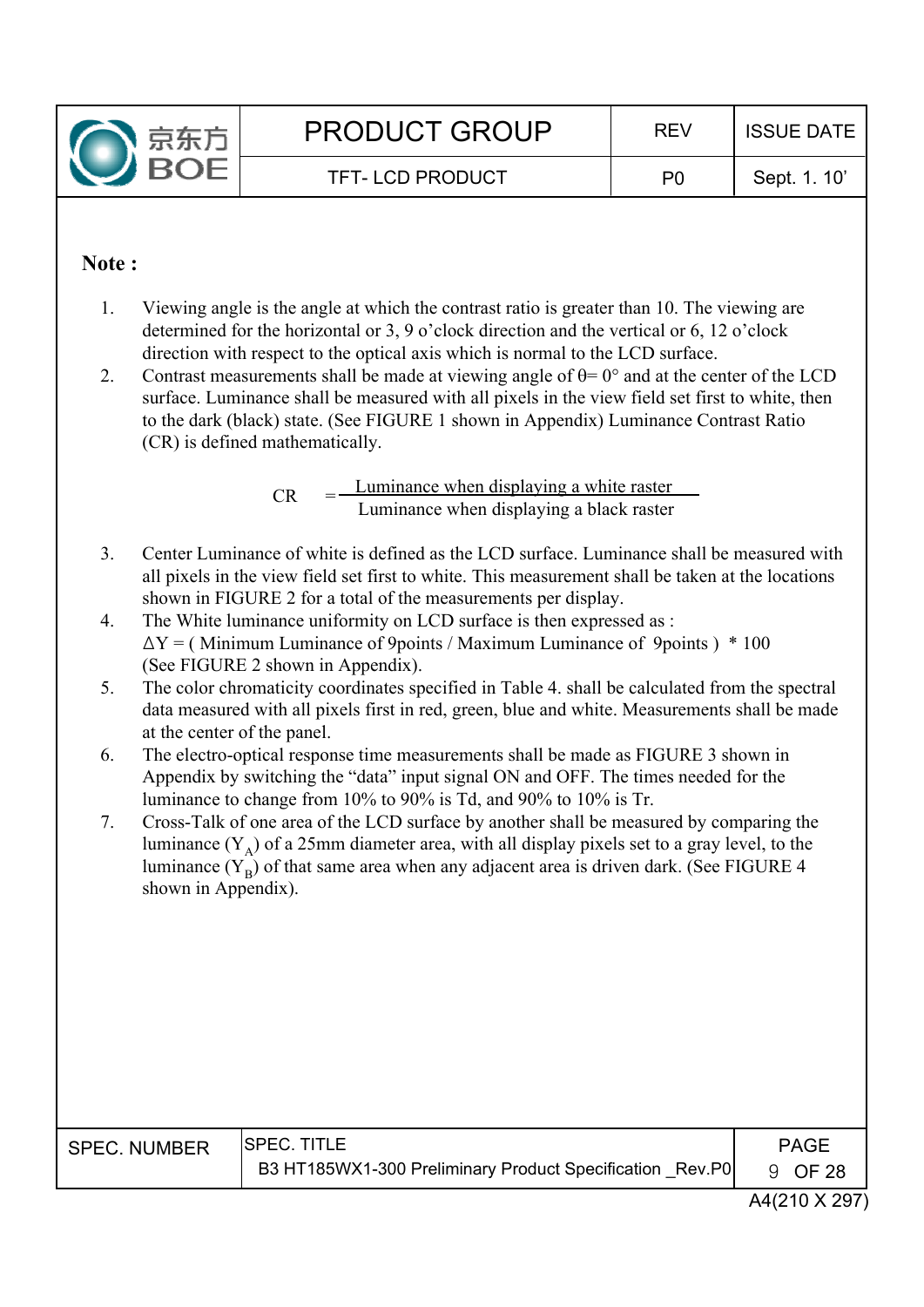**Note :**

1. Viewing angle is the angle at which the contrast ratio is greater than 10. The viewing are determined for the horizontal or 3, 9 o'clock direction and the vertical or 6, 12 o'clock direction with respect to the optical axis which is normal to the LCD surface.
2. Contrast measurements shall be made at viewing angle of θ= 0° and at the center of the LCD surface. Luminance shall be measured with all pixels in the view field set first to white, then to the dark (black) state. (See FIGURE 1 shown in Appendix) Luminance Contrast Ratio (CR) is defined mathematically.

$$CR = \frac{\text{Luminance when displaying a white raster}}{\text{Luminance when displaying a black raster}}$$

3. Center Luminance of white is defined as the LCD surface. Luminance shall be measured with all pixels in the view field set first to white. This measurement shall be taken at the locations shown in FIGURE 2 for a total of the measurements per display.
4. The White luminance uniformity on LCD surface is then expressed as :
   $\Delta Y$ = ( Minimum Luminance of 9points / Maximum Luminance of 9points ) * 100
   (See FIGURE 2 shown in Appendix).
5. The color chromaticity coordinates specified in Table 4. shall be calculated from the spectral data measured with all pixels first in red, green, blue and white. Measurements shall be made at the center of the panel.
6. The electro-optical response time measurements shall be made as FIGURE 3 shown in Appendix by switching the "data" input signal ON and OFF. The times needed for the luminance to change from 10% to 90% is Td, and 90% to 10% is Tr.
7. Cross-Talk of one area of the LCD surface by another shall be measured by comparing the luminance ($Y_A$) of a 25mm diameter area, with all display pixels set to a gray level, to the luminance ($Y_B$) of that same area when any adjacent area is driven dark. (See FIGURE 4 shown in Appendix).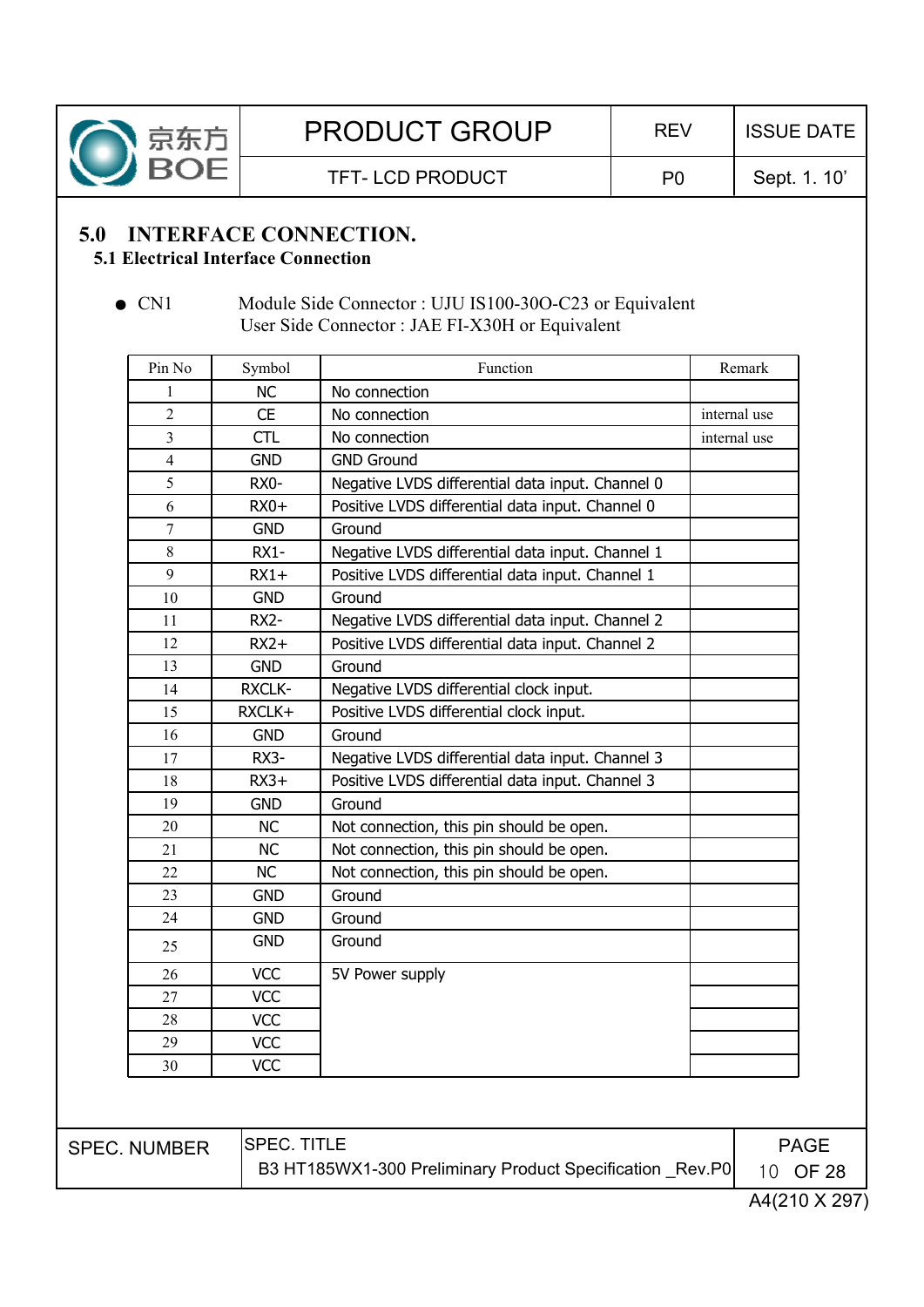# 5.0 INTERFACE CONNECTION.

## 5.1 Electrical Interface Connection

- CN1 Module Side Connector : UJU IS100-30O-C23 or Equivalent
  User Side Connector : JAE FI-X30H or Equivalent

| Pin No | Symbol | Function | Remark |
|---|---|---|---|
| 1 | NC | No connection | |
| 2 | CE | No connection | internal use |
| 3 | CTL | No connection | internal use |
| 4 | GND | GND Ground | |
| 5 | RX0- | Negative LVDS differential data input. Channel 0 | |
| 6 | RX0+ | Positive LVDS differential data input. Channel 0 | |
| 7 | GND | Ground | |
| 8 | RX1- | Negative LVDS differential data input. Channel 1 | |
| 9 | RX1+ | Positive LVDS differential data input. Channel 1 | |
| 10 | GND | Ground | |
| 11 | RX2- | Negative LVDS differential data input. Channel 2 | |
| 12 | RX2+ | Positive LVDS differential data input. Channel 2 | |
| 13 | GND | Ground | |
| 14 | RXCLK- | Negative LVDS differential clock input. | |
| 15 | RXCLK+ | Positive LVDS differential clock input. | |
| 16 | GND | Ground | |
| 17 | RX3- | Negative LVDS differential data input. Channel 3 | |
| 18 | RX3+ | Positive LVDS differential data input. Channel 3 | |
| 19 | GND | Ground | |
| 20 | NC | Not connection, this pin should be open. | |
| 21 | NC | Not connection, this pin should be open. | |
| 22 | NC | Not connection, this pin should be open. | |
| 23 | GND | Ground | |
| 24 | GND | Ground | |
| 25 | GND | Ground | |
| 26 | VCC | 5V Power supply | |
| 27 | VCC | | |
| 28 | VCC | | |
| 29 | VCC | | |
| 30 | VCC | | |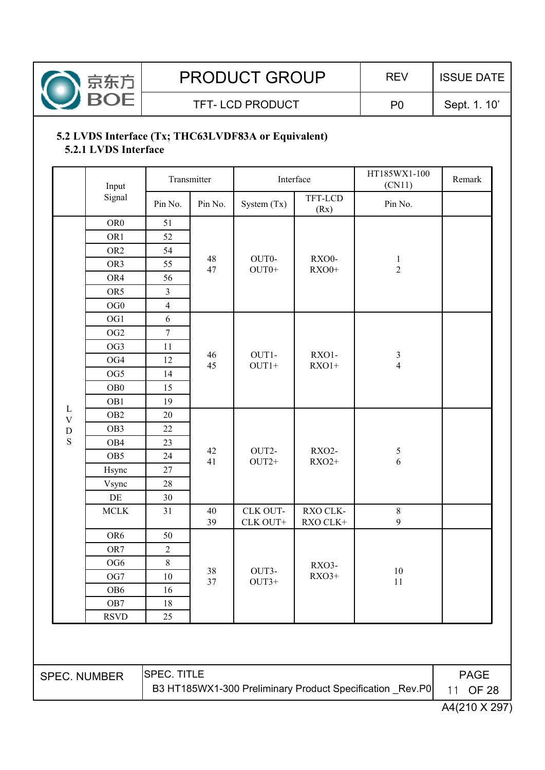## 5.2 LVDS Interface (Tx; THC63LVDF83A or Equivalent)

### 5.2.1 LVDS Interface

| | Input Signal | Transmitter | | Interface | | HT185WX1-100 (CN11) | Remark |
|---|---|---|---|---|---|---|---|
| | | Pin No. | Pin No. | System (Tx) | TFT-LCD (Rx) | Pin No. | |
| LVDS | OR0 | 51 | 48<br>47 | OUT0-<br>OUT0+ | RXO0-<br>RXO0+ | 1<br>2 | |
| | OR1 | 52 | | | | | |
| | OR2 | 54 | | | | | |
| | OR3 | 55 | | | | | |
| | OR4 | 56 | | | | | |
| | OR5 | 3 | | | | | |
| | OG0 | 4 | | | | | |
| | OG1 | 6 | 46<br>45 | OUT1-<br>OUT1+ | RXO1-<br>RXO1+ | 3<br>4 | |
| | OG2 | 7 | | | | | |
| | OG3 | 11 | | | | | |
| | OG4 | 12 | | | | | |
| | OG5 | 14 | | | | | |
| | OB0 | 15 | | | | | |
| | OB1 | 19 | | | | | |
| | OB2 | 20 | 42<br>41 | OUT2-<br>OUT2+ | RXO2-<br>RXO2+ | 5<br>6 | |
| | OB3 | 22 | | | | | |
| | OB4 | 23 | | | | | |
| | OB5 | 24 | | | | | |
| | Hsync | 27 | | | | | |
| | Vsync | 28 | | | | | |
| | DE | 30 | | | | | |
| | MCLK | 31 | 40<br>39 | CLK OUT-<br>CLK OUT+ | RXO CLK-<br>RXO CLK+ | 8<br>9 | |
| | OR6 | 50 | 38<br>37 | OUT3-<br>OUT3+ | RXO3-<br>RXO3+ | 10<br>11 | |
| | OR7 | 2 | | | | | |
| | OG6 | 8 | | | | | |
| | OG7 | 10 | | | | | |
| | OB6 | 16 | | | | | |
| | OB7 | 18 | | | | | |
| | RSVD | 25 | | | | | |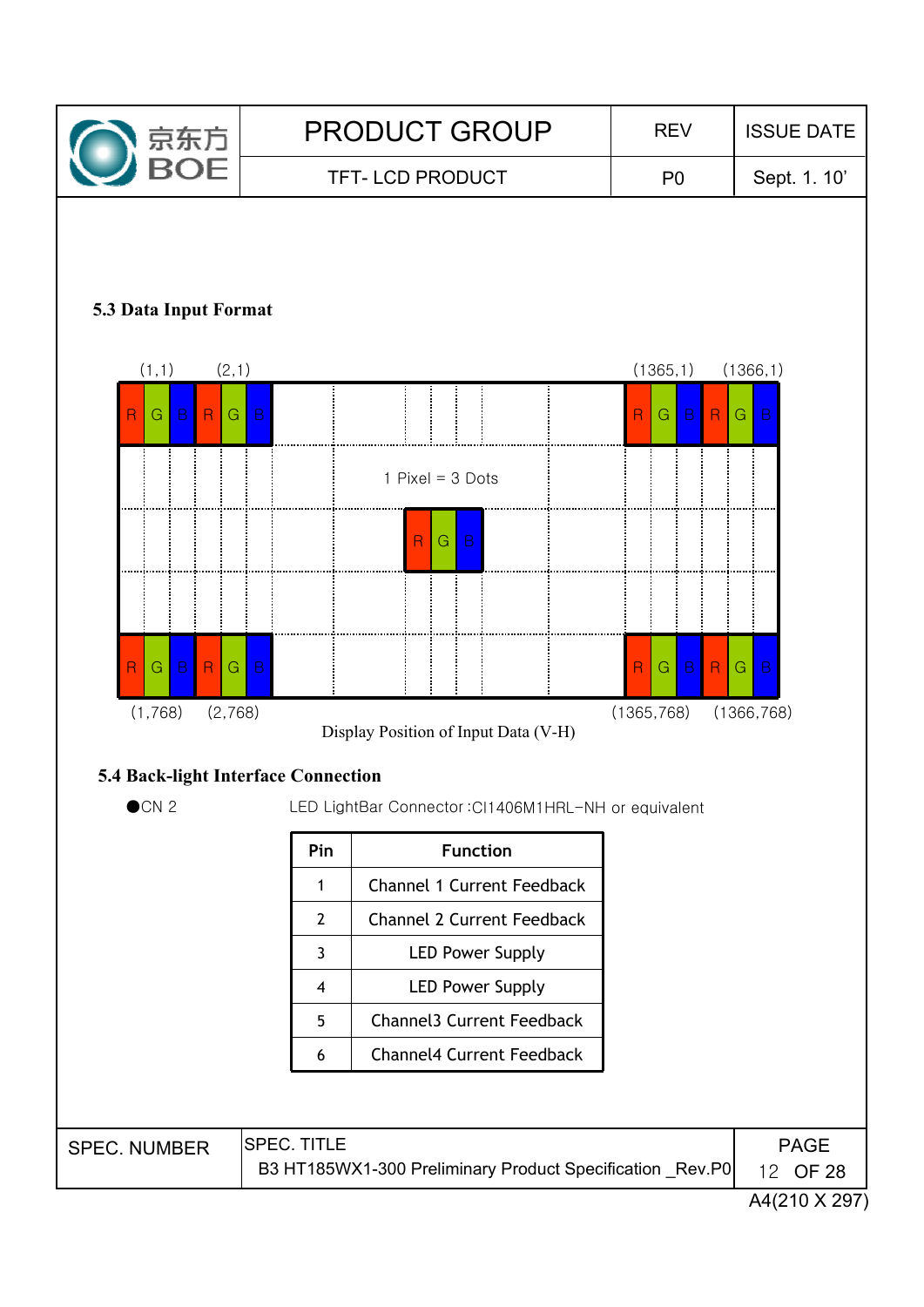## 5.3 Data Input Format

(1,1) (2,1) (1365,1) (1366,1)

R G B R G B R G B R G B

1 Pixel = 3 Dots

R G B

R G B R G B R G B R G B

(1,768) (2,768) (1365,768) (1366,768)

Display Position of Input Data (V-H)

## 5.4 Back-light Interface Connection

●CN 2 LED LightBar Connector :CI1406M1HRL-NH or equivalent

| Pin | Function |
|---|---|
| 1 | Channel 1 Current Feedback |
| 2 | Channel 2 Current Feedback |
| 3 | LED Power Supply |
| 4 | LED Power Supply |
| 5 | Channel3 Current Feedback |
| 6 | Channel4 Current Feedback |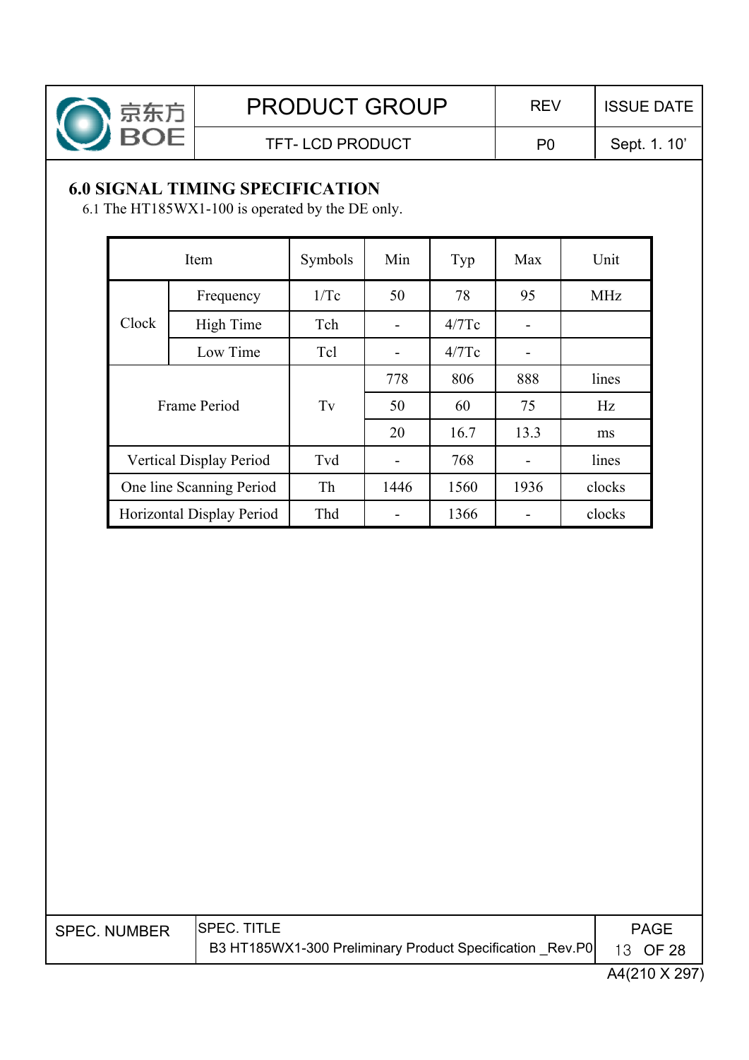## 6.0 SIGNAL TIMING SPECIFICATION

6.1 The HT185WX1-100 is operated by the DE only.

| Item | | Symbols | Min | Typ | Max | Unit |
|---|---|---|---|---|---|---|
| Clock | Frequency | 1/Tc | 50 | 78 | 95 | MHz |
| | High Time | Tch | - | 4/7Tc | - | |
| | Low Time | Tcl | - | 4/7Tc | - | |
| Frame Period | | Tv | 778 | 806 | 888 | lines |
| | | | 50 | 60 | 75 | Hz |
| | | | 20 | 16.7 | 13.3 | ms |
| Vertical Display Period | | Tvd | - | 768 | - | lines |
| One line Scanning Period | | Th | 1446 | 1560 | 1936 | clocks |
| Horizontal Display Period | | Thd | - | 1366 | - | clocks |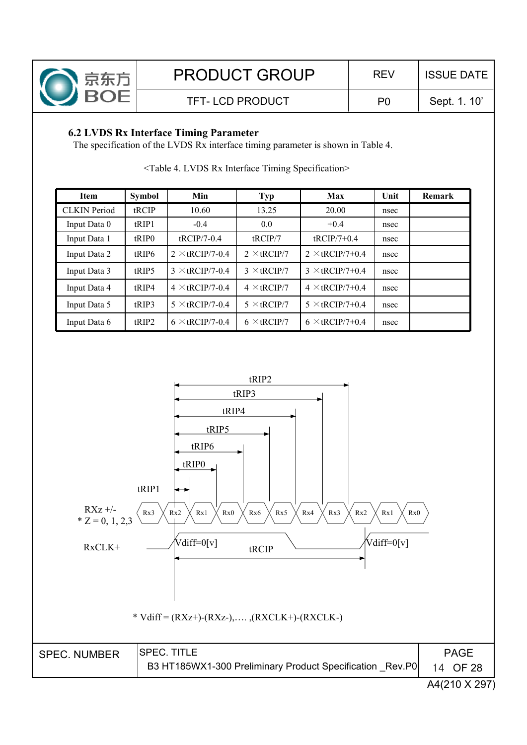### 6.2 LVDS Rx Interface Timing Parameter

The specification of the LVDS Rx interface timing parameter is shown in Table 4.

<Table 4. LVDS Rx Interface Timing Specification>

| Item | Symbol | Min | Typ | Max | Unit | Remark |
|---|---|---|---|---|---|---|
| CLKIN Period | tRCIP | 10.60 | 13.25 | 20.00 | nsec | |
| Input Data 0 | tRIP1 | -0.4 | 0.0 | +0.4 | nsec | |
| Input Data 1 | tRIP0 | tRCIP/7-0.4 | tRCIP/7 | tRCIP/7+0.4 | nsec | |
| Input Data 2 | tRIP6 | 2 ×tRCIP/7-0.4 | 2 ×tRCIP/7 | 2 ×tRCIP/7+0.4 | nsec | |
| Input Data 3 | tRIP5 | 3 ×tRCIP/7-0.4 | 3 ×tRCIP/7 | 3 ×tRCIP/7+0.4 | nsec | |
| Input Data 4 | tRIP4 | 4 ×tRCIP/7-0.4 | 4 ×tRCIP/7 | 4 ×tRCIP/7+0.4 | nsec | |
| Input Data 5 | tRIP3 | 5 ×tRCIP/7-0.4 | 5 ×tRCIP/7 | 5 ×tRCIP/7+0.4 | nsec | |
| Input Data 6 | tRIP2 | 6 ×tRCIP/7-0.4 | 6 ×tRCIP/7 | 6 ×tRCIP/7+0.4 | nsec | |

tRIP2
tRIP3
tRIP4
tRIP5
tRIP6
tRIP0
tRIP1
RXz +/-
* Z = 0, 1, 2,3
Rx3 Rx2 Rx1 Rx0 Rx6 Rx5 Rx4 Rx3 Rx2 Rx1 Rx0
RxCLK+
Vdiff=0[v]
tRCIP
Vdiff=0[v]

* Vdiff = (RXz+)-(RXz-),…. ,(RXCLK+)-(RXCLK-)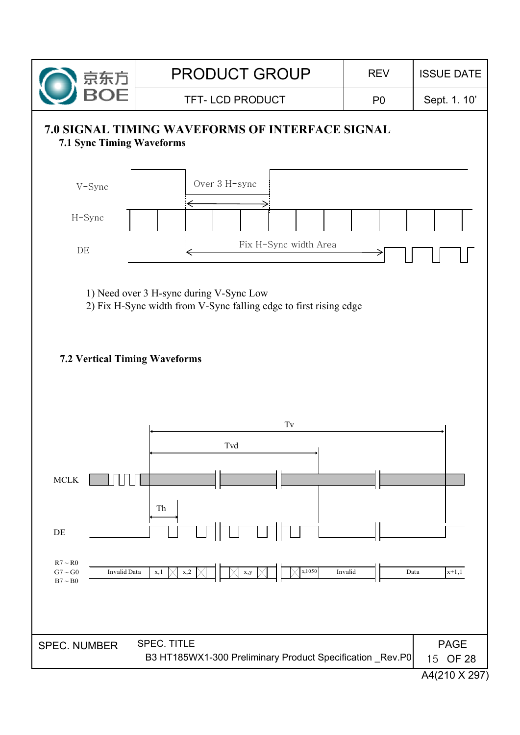# 7.0 SIGNAL TIMING WAVEFORMS OF INTERFACE SIGNAL

## 7.1 Sync Timing Waveforms

V-Sync

Over 3 H-sync

H-Sync

DE

Fix H-Sync width Area

1) Need over 3 H-sync during V-Sync Low
2) Fix H-Sync width from V-Sync falling edge to first rising edge

## 7.2 Vertical Timing Waveforms

Tv

Tvd

MCLK

Th

DE

R7 ~ R0
G7 ~ G0
B7 ~ B0

Invalid Data

x,1

x,2

x,y

x,1050

Invalid

Data

x+1,1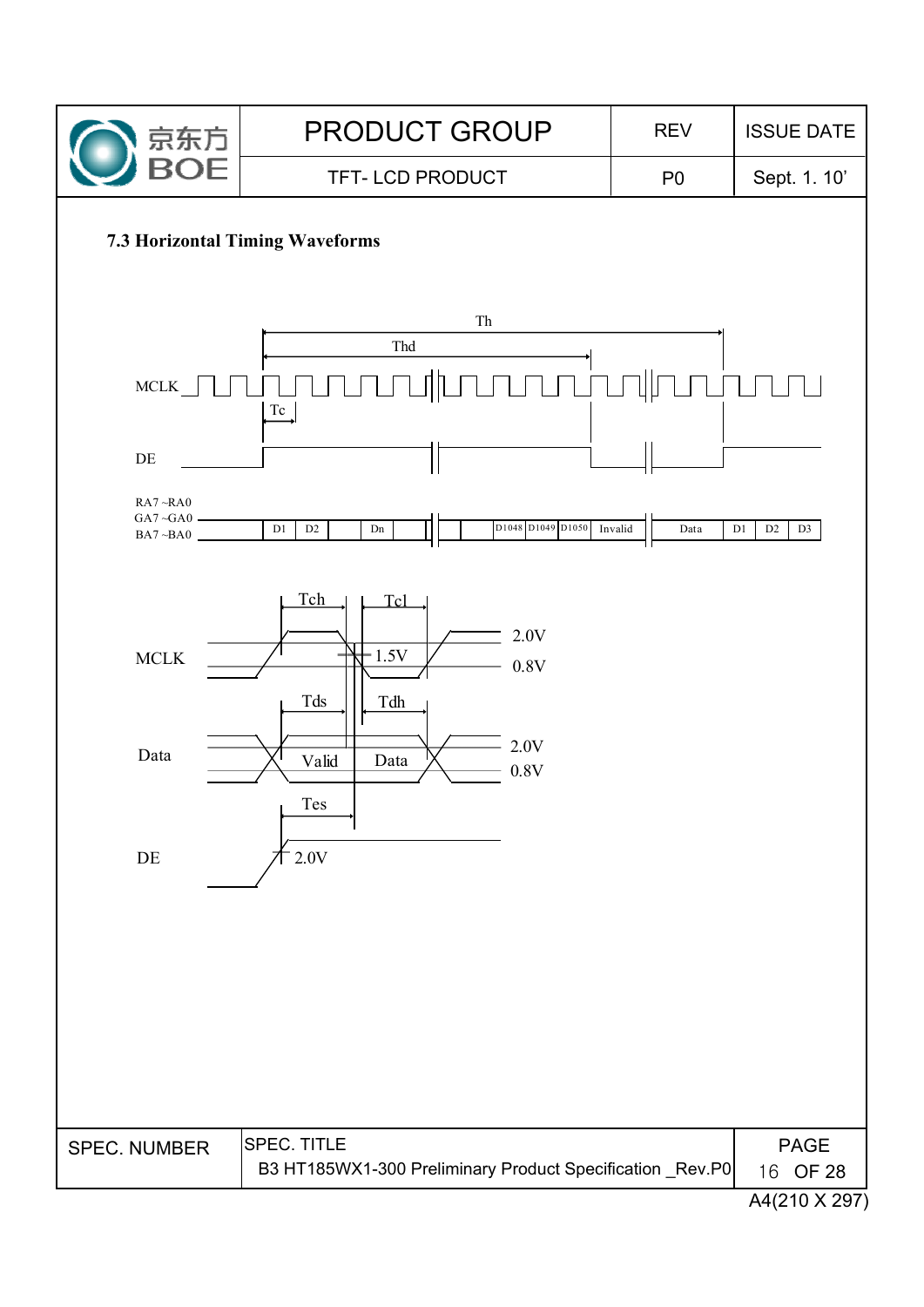### 7.3 Horizontal Timing Waveforms

Th

Thd

MCLK

Tc

DE

RA7 ~RA0
GA7 ~GA0
BA7 ~BA0

D1 D2 Dn D1048 D1049 D1050 Invalid Data D1 D2 D3

Tch Tcl

MCLK

1.5V

2.0V
0.8V

Tds Tdh

Data

Valid Data

2.0V
0.8V

Tes

DE

2.0V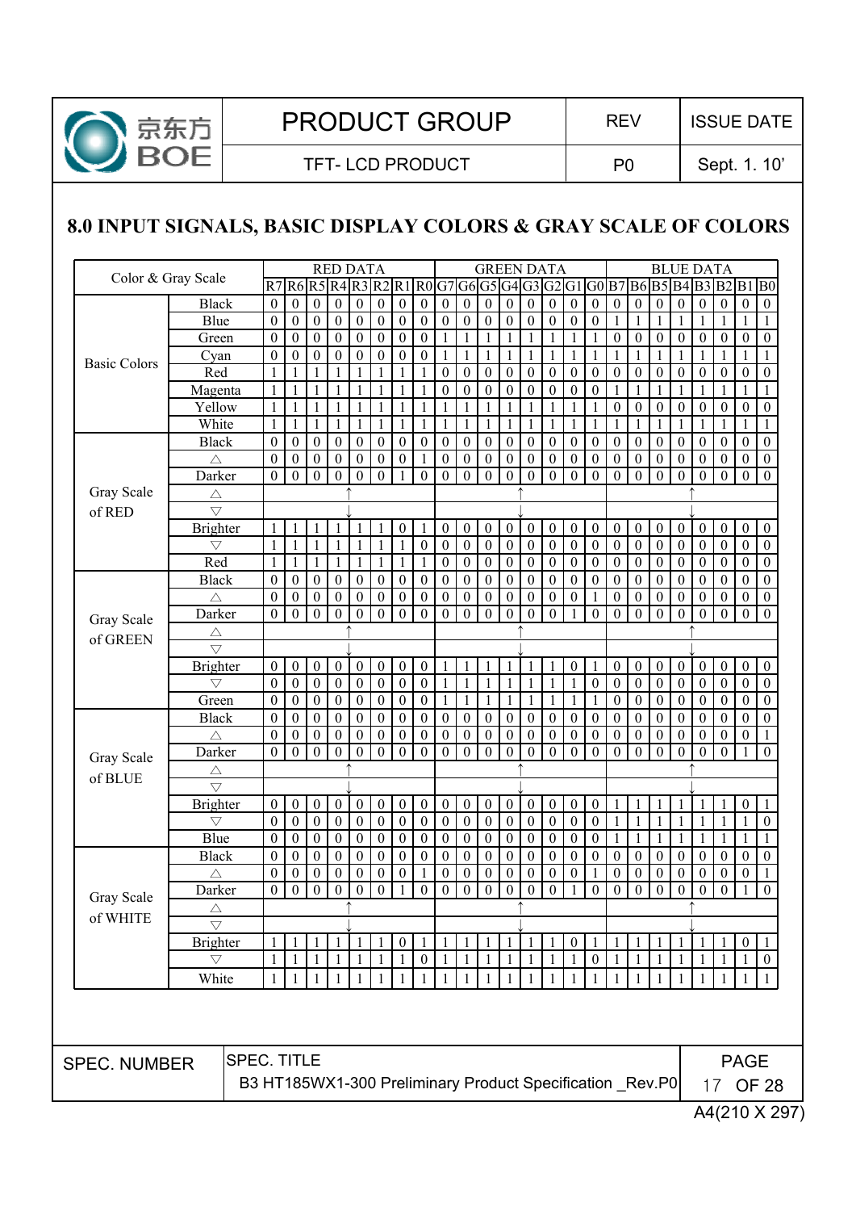## 8.0 INPUT SIGNALS, BASIC DISPLAY COLORS & GRAY SCALE OF COLORS

| Color & Gray Scale | | RED DATA | | | | | | | | GREEN DATA | | | | | | | | BLUE DATA | | | | | | | |
|---|---|---|---|---|---|---|---|---|---|---|---|---|---|---|---|---|---|---|---|---|---|---|---|---|---|
| | | R7 | R6 | R5 | R4 | R3 | R2 | R1 | R0 | G7 | G6 | G5 | G4 | G3 | G2 | G1 | G0 | B7 | B6 | B5 | B4 | B3 | B2 | B1 | B0 |
| Basic Colors | Black | 0 | 0 | 0 | 0 | 0 | 0 | 0 | 0 | 0 | 0 | 0 | 0 | 0 | 0 | 0 | 0 | 0 | 0 | 0 | 0 | 0 | 0 | 0 | 0 |
| | Blue | 0 | 0 | 0 | 0 | 0 | 0 | 0 | 0 | 0 | 0 | 0 | 0 | 0 | 0 | 0 | 0 | 1 | 1 | 1 | 1 | 1 | 1 | 1 | 1 |
| | Green | 0 | 0 | 0 | 0 | 0 | 0 | 0 | 0 | 1 | 1 | 1 | 1 | 1 | 1 | 1 | 1 | 0 | 0 | 0 | 0 | 0 | 0 | 0 | 0 |
| | Cyan | 0 | 0 | 0 | 0 | 0 | 0 | 0 | 0 | 1 | 1 | 1 | 1 | 1 | 1 | 1 | 1 | 1 | 1 | 1 | 1 | 1 | 1 | 1 | 1 |
| | Red | 1 | 1 | 1 | 1 | 1 | 1 | 1 | 1 | 0 | 0 | 0 | 0 | 0 | 0 | 0 | 0 | 0 | 0 | 0 | 0 | 0 | 0 | 0 | 0 |
| | Magenta | 1 | 1 | 1 | 1 | 1 | 1 | 1 | 1 | 0 | 0 | 0 | 0 | 0 | 0 | 0 | 0 | 1 | 1 | 1 | 1 | 1 | 1 | 1 | 1 |
| | Yellow | 1 | 1 | 1 | 1 | 1 | 1 | 1 | 1 | 1 | 1 | 1 | 1 | 1 | 1 | 1 | 1 | 0 | 0 | 0 | 0 | 0 | 0 | 0 | 0 |
| | White | 1 | 1 | 1 | 1 | 1 | 1 | 1 | 1 | 1 | 1 | 1 | 1 | 1 | 1 | 1 | 1 | 1 | 1 | 1 | 1 | 1 | 1 | 1 | 1 |
| Gray Scale of RED | Black | 0 | 0 | 0 | 0 | 0 | 0 | 0 | 0 | 0 | 0 | 0 | 0 | 0 | 0 | 0 | 0 | 0 | 0 | 0 | 0 | 0 | 0 | 0 | 0 |
| | △ | 0 | 0 | 0 | 0 | 0 | 0 | 0 | 1 | 0 | 0 | 0 | 0 | 0 | 0 | 0 | 0 | 0 | 0 | 0 | 0 | 0 | 0 | 0 | 0 |
| | Darker | 0 | 0 | 0 | 0 | 0 | 0 | 1 | 0 | 0 | 0 | 0 | 0 | 0 | 0 | 0 | 0 | 0 | 0 | 0 | 0 | 0 | 0 | 0 | 0 |
| | △ | ↑ | | | | | | | | ↑ | | | | | | | | ↑ | | | | | | | |
| | ▽ | ↓ | | | | | | | | ↓ | | | | | | | | ↓ | | | | | | | |
| | Brighter | 1 | 1 | 1 | 1 | 1 | 1 | 0 | 1 | 0 | 0 | 0 | 0 | 0 | 0 | 0 | 0 | 0 | 0 | 0 | 0 | 0 | 0 | 0 | 0 |
| | ▽ | 1 | 1 | 1 | 1 | 1 | 1 | 1 | 0 | 0 | 0 | 0 | 0 | 0 | 0 | 0 | 0 | 0 | 0 | 0 | 0 | 0 | 0 | 0 | 0 |
| | Red | 1 | 1 | 1 | 1 | 1 | 1 | 1 | 1 | 0 | 0 | 0 | 0 | 0 | 0 | 0 | 0 | 0 | 0 | 0 | 0 | 0 | 0 | 0 | 0 |
| Gray Scale of GREEN | Black | 0 | 0 | 0 | 0 | 0 | 0 | 0 | 0 | 0 | 0 | 0 | 0 | 0 | 0 | 0 | 0 | 0 | 0 | 0 | 0 | 0 | 0 | 0 | 0 |
| | △ | 0 | 0 | 0 | 0 | 0 | 0 | 0 | 0 | 0 | 0 | 0 | 0 | 0 | 0 | 0 | 1 | 0 | 0 | 0 | 0 | 0 | 0 | 0 | 0 |
| | Darker | 0 | 0 | 0 | 0 | 0 | 0 | 0 | 0 | 0 | 0 | 0 | 0 | 0 | 0 | 1 | 0 | 0 | 0 | 0 | 0 | 0 | 0 | 0 | 0 |
| | △ | ↑ | | | | | | | | ↑ | | | | | | | | ↑ | | | | | | | |
| | ▽ | ↓ | | | | | | | | ↓ | | | | | | | | ↓ | | | | | | | |
| | Brighter | 0 | 0 | 0 | 0 | 0 | 0 | 0 | 0 | 1 | 1 | 1 | 1 | 1 | 1 | 0 | 1 | 0 | 0 | 0 | 0 | 0 | 0 | 0 | 0 |
| | ▽ | 0 | 0 | 0 | 0 | 0 | 0 | 0 | 0 | 1 | 1 | 1 | 1 | 1 | 1 | 1 | 0 | 0 | 0 | 0 | 0 | 0 | 0 | 0 | 0 |
| | Green | 0 | 0 | 0 | 0 | 0 | 0 | 0 | 0 | 1 | 1 | 1 | 1 | 1 | 1 | 1 | 1 | 0 | 0 | 0 | 0 | 0 | 0 | 0 | 0 |
| Gray Scale of BLUE | Black | 0 | 0 | 0 | 0 | 0 | 0 | 0 | 0 | 0 | 0 | 0 | 0 | 0 | 0 | 0 | 0 | 0 | 0 | 0 | 0 | 0 | 0 | 0 | 0 |
| | △ | 0 | 0 | 0 | 0 | 0 | 0 | 0 | 0 | 0 | 0 | 0 | 0 | 0 | 0 | 0 | 0 | 0 | 0 | 0 | 0 | 0 | 0 | 0 | 1 |
| | Darker | 0 | 0 | 0 | 0 | 0 | 0 | 0 | 0 | 0 | 0 | 0 | 0 | 0 | 0 | 0 | 0 | 0 | 0 | 0 | 0 | 0 | 0 | 1 | 0 |
| | △ | ↑ | | | | | | | | ↑ | | | | | | | | ↑ | | | | | | | |
| | ▽ | ↓ | | | | | | | | ↓ | | | | | | | | ↓ | | | | | | | |
| | Brighter | 0 | 0 | 0 | 0 | 0 | 0 | 0 | 0 | 0 | 0 | 0 | 0 | 0 | 0 | 0 | 0 | 1 | 1 | 1 | 1 | 1 | 1 | 0 | 1 |
| | ▽ | 0 | 0 | 0 | 0 | 0 | 0 | 0 | 0 | 0 | 0 | 0 | 0 | 0 | 0 | 0 | 0 | 1 | 1 | 1 | 1 | 1 | 1 | 1 | 0 |
| | Blue | 0 | 0 | 0 | 0 | 0 | 0 | 0 | 0 | 0 | 0 | 0 | 0 | 0 | 0 | 0 | 0 | 1 | 1 | 1 | 1 | 1 | 1 | 1 | 1 |
| Gray Scale of WHITE | Black | 0 | 0 | 0 | 0 | 0 | 0 | 0 | 0 | 0 | 0 | 0 | 0 | 0 | 0 | 0 | 0 | 0 | 0 | 0 | 0 | 0 | 0 | 0 | 0 |
| | △ | 0 | 0 | 0 | 0 | 0 | 0 | 0 | 1 | 0 | 0 | 0 | 0 | 0 | 0 | 0 | 1 | 0 | 0 | 0 | 0 | 0 | 0 | 0 | 1 |
| | Darker | 0 | 0 | 0 | 0 | 0 | 0 | 1 | 0 | 0 | 0 | 0 | 0 | 0 | 0 | 1 | 0 | 0 | 0 | 0 | 0 | 0 | 0 | 1 | 0 |
| | △ | ↑ | | | | | | | | ↑ | | | | | | | | ↑ | | | | | | | |
| | ▽ | ↓ | | | | | | | | ↓ | | | | | | | | ↓ | | | | | | | |
| | Brighter | 1 | 1 | 1 | 1 | 1 | 1 | 0 | 1 | 1 | 1 | 1 | 1 | 1 | 1 | 0 | 1 | 1 | 1 | 1 | 1 | 1 | 1 | 0 | 1 |
| | ▽ | 1 | 1 | 1 | 1 | 1 | 1 | 1 | 0 | 1 | 1 | 1 | 1 | 1 | 1 | 1 | 0 | 1 | 1 | 1 | 1 | 1 | 1 | 1 | 0 |
| | White | 1 | 1 | 1 | 1 | 1 | 1 | 1 | 1 | 1 | 1 | 1 | 1 | 1 | 1 | 1 | 1 | 1 | 1 | 1 | 1 | 1 | 1 | 1 | 1 |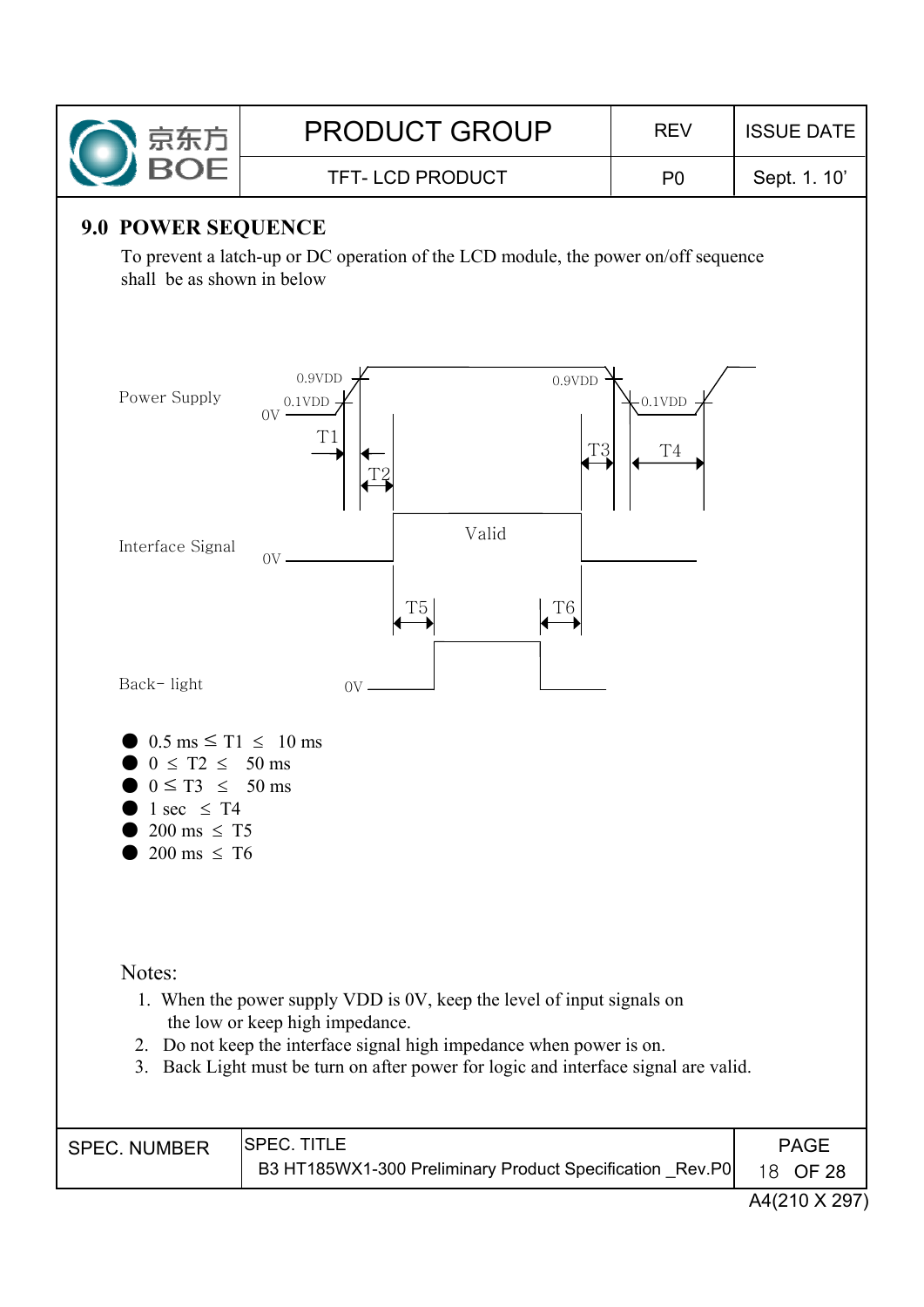## 9.0 POWER SEQUENCE

To prevent a latch-up or DC operation of the LCD module, the power on/off sequence shall be as shown in below

Power Supply

0.9VDD

0.1VDD

0V

0.9VDD

0.1VDD

T1

T2

T3

T4

Interface Signal

0V

Valid

T5

T6

Back- light

0V

- 0.5 ms ≤ T1 ≤ 10 ms
- 0 ≤ T2 ≤ 50 ms
- 0 ≤ T3 ≤ 50 ms
- 1 sec ≤ T4
- 200 ms ≤ T5
- 200 ms ≤ T6

Notes:

1. When the power supply VDD is 0V, keep the level of input signals on the low or keep high impedance.
2. Do not keep the interface signal high impedance when power is on.
3. Back Light must be turn on after power for logic and interface signal are valid.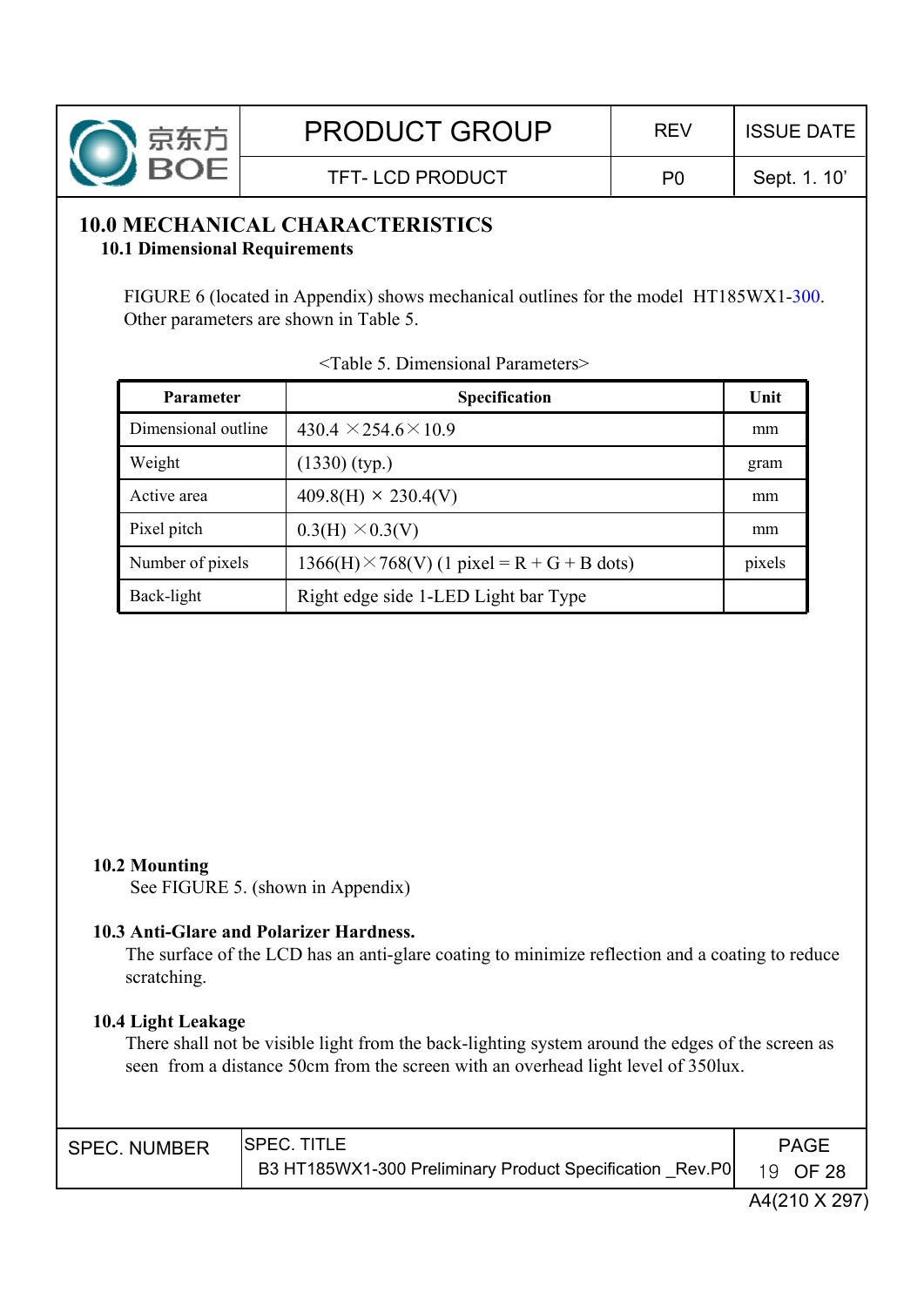# 10.0 MECHANICAL CHARACTERISTICS

## 10.1 Dimensional Requirements

FIGURE 6 (located in Appendix) shows mechanical outlines for the model HT185WX1-300. Other parameters are shown in Table 5.

<Table 5. Dimensional Parameters>

| Parameter | Specification | Unit |
|---|---|---|
| Dimensional outline | 430.4 ×254.6×10.9 | mm |
| Weight | (1330) (typ.) | gram |
| Active area | 409.8(H) × 230.4(V) | mm |
| Pixel pitch | 0.3(H) ×0.3(V) | mm |
| Number of pixels | 1366(H)×768(V) (1 pixel = R + G + B dots) | pixels |
| Back-light | Right edge side 1-LED Light bar Type | |

## 10.2 Mounting

See FIGURE 5. (shown in Appendix)

## 10.3 Anti-Glare and Polarizer Hardness.

The surface of the LCD has an anti-glare coating to minimize reflection and a coating to reduce scratching.

## 10.4 Light Leakage

There shall not be visible light from the back-lighting system around the edges of the screen as seen from a distance 50cm from the screen with an overhead light level of 350lux.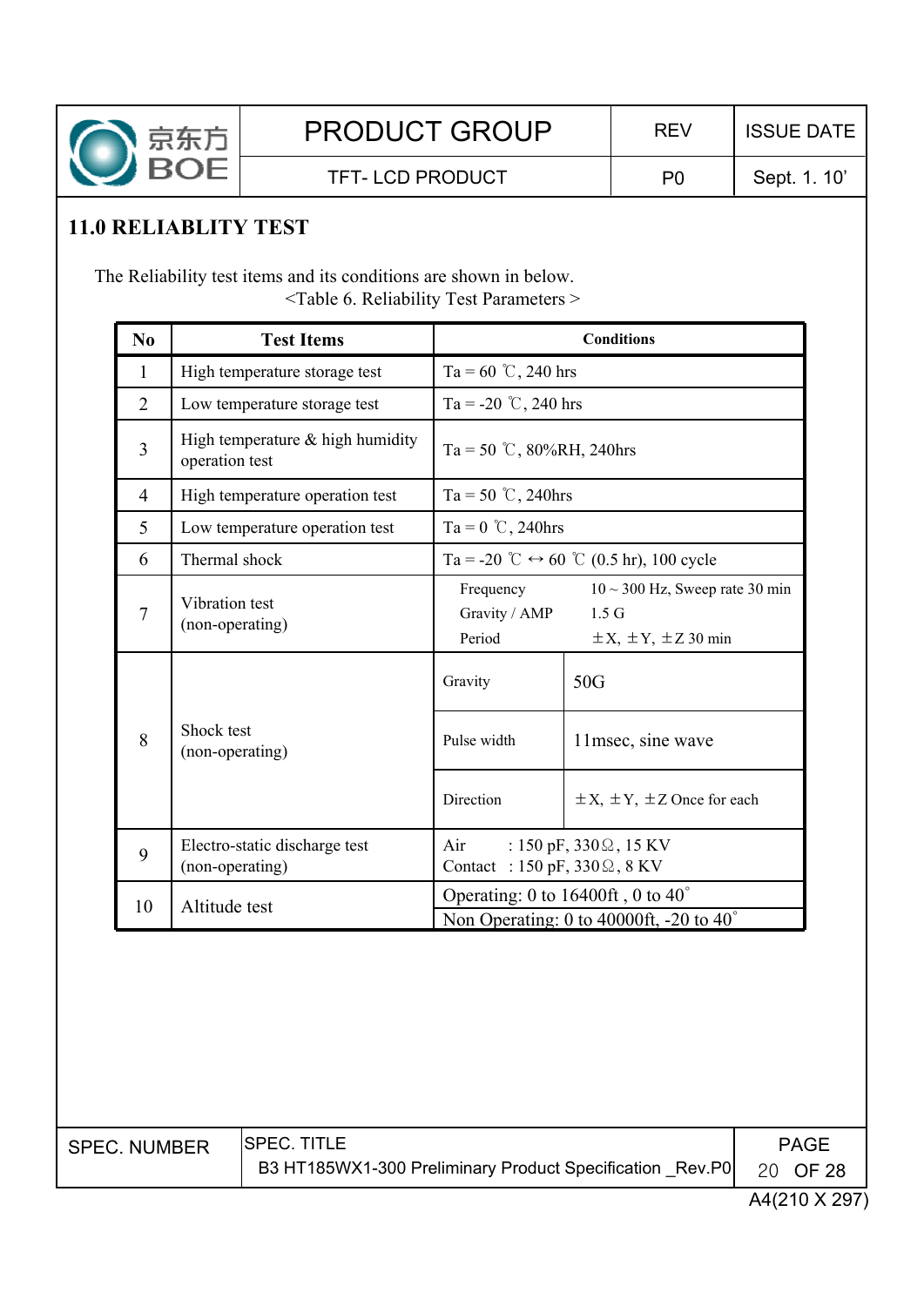## 11.0 RELIABLITY TEST

The Reliability test items and its conditions are shown in below.

<Table 6. Reliability Test Parameters >

| No | Test Items | Conditions | |
|---|---|---|---|
| 1 | High temperature storage test | Ta = 60 ℃, 240 hrs | |
| 2 | Low temperature storage test | Ta = -20 ℃, 240 hrs | |
| 3 | High temperature & high humidity operation test | Ta = 50 ℃, 80%RH, 240hrs | |
| 4 | High temperature operation test | Ta = 50 ℃, 240hrs | |
| 5 | Low temperature operation test | Ta = 0 ℃, 240hrs | |
| 6 | Thermal shock | Ta = -20 ℃ ↔ 60 ℃ (0.5 hr), 100 cycle | |
| 7 | Vibration test (non-operating) | Frequency | 10 ~ 300 Hz, Sweep rate 30 min |
| | | Gravity / AMP | 1.5 G |
| | | Period | ±X, ±Y, ±Z 30 min |
| 8 | Shock test (non-operating) | Gravity | 50G |
| | | Pulse width | 11msec, sine wave |
| | | Direction | ±X, ±Y, ±Z Once for each |
| 9 | Electro-static discharge test (non-operating) | Air : 150 pF, 330Ω, 15 KV<br>Contact : 150 pF, 330Ω, 8 KV | |
| 10 | Altitude test | Operating: 0 to 16400ft , 0 to 40˚ | |
| | | Non Operating: 0 to 40000ft, -20 to 40˚ | |

SPEC. NUMBER | SPEC. TITLE B3 HT185WX1-300 Preliminary Product Specification _Rev.P0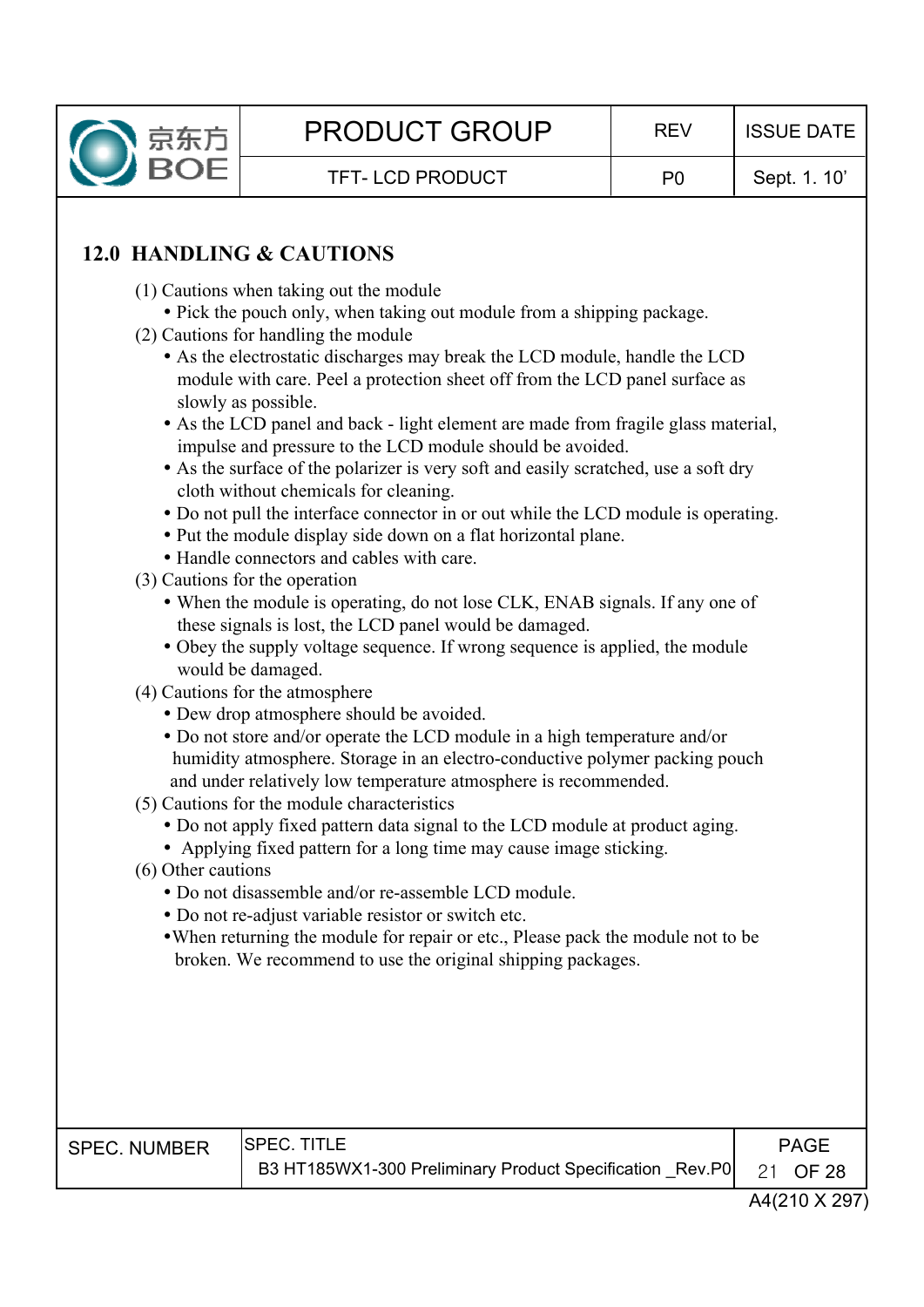## 12.0 HANDLING & CAUTIONS

(1) Cautions when taking out the module

- Pick the pouch only, when taking out module from a shipping package.

(2) Cautions for handling the module

- As the electrostatic discharges may break the LCD module, handle the LCD module with care. Peel a protection sheet off from the LCD panel surface as slowly as possible.
- As the LCD panel and back - light element are made from fragile glass material, impulse and pressure to the LCD module should be avoided.
- As the surface of the polarizer is very soft and easily scratched, use a soft dry cloth without chemicals for cleaning.
- Do not pull the interface connector in or out while the LCD module is operating.
- Put the module display side down on a flat horizontal plane.
- Handle connectors and cables with care.

(3) Cautions for the operation

- When the module is operating, do not lose CLK, ENAB signals. If any one of these signals is lost, the LCD panel would be damaged.
- Obey the supply voltage sequence. If wrong sequence is applied, the module would be damaged.

(4) Cautions for the atmosphere

- Dew drop atmosphere should be avoided.
- Do not store and/or operate the LCD module in a high temperature and/or humidity atmosphere. Storage in an electro-conductive polymer packing pouch and under relatively low temperature atmosphere is recommended.

(5) Cautions for the module characteristics

- Do not apply fixed pattern data signal to the LCD module at product aging.
- Applying fixed pattern for a long time may cause image sticking.

(6) Other cautions

- Do not disassemble and/or re-assemble LCD module.
- Do not re-adjust variable resistor or switch etc.
- When returning the module for repair or etc., Please pack the module not to be broken. We recommend to use the original shipping packages.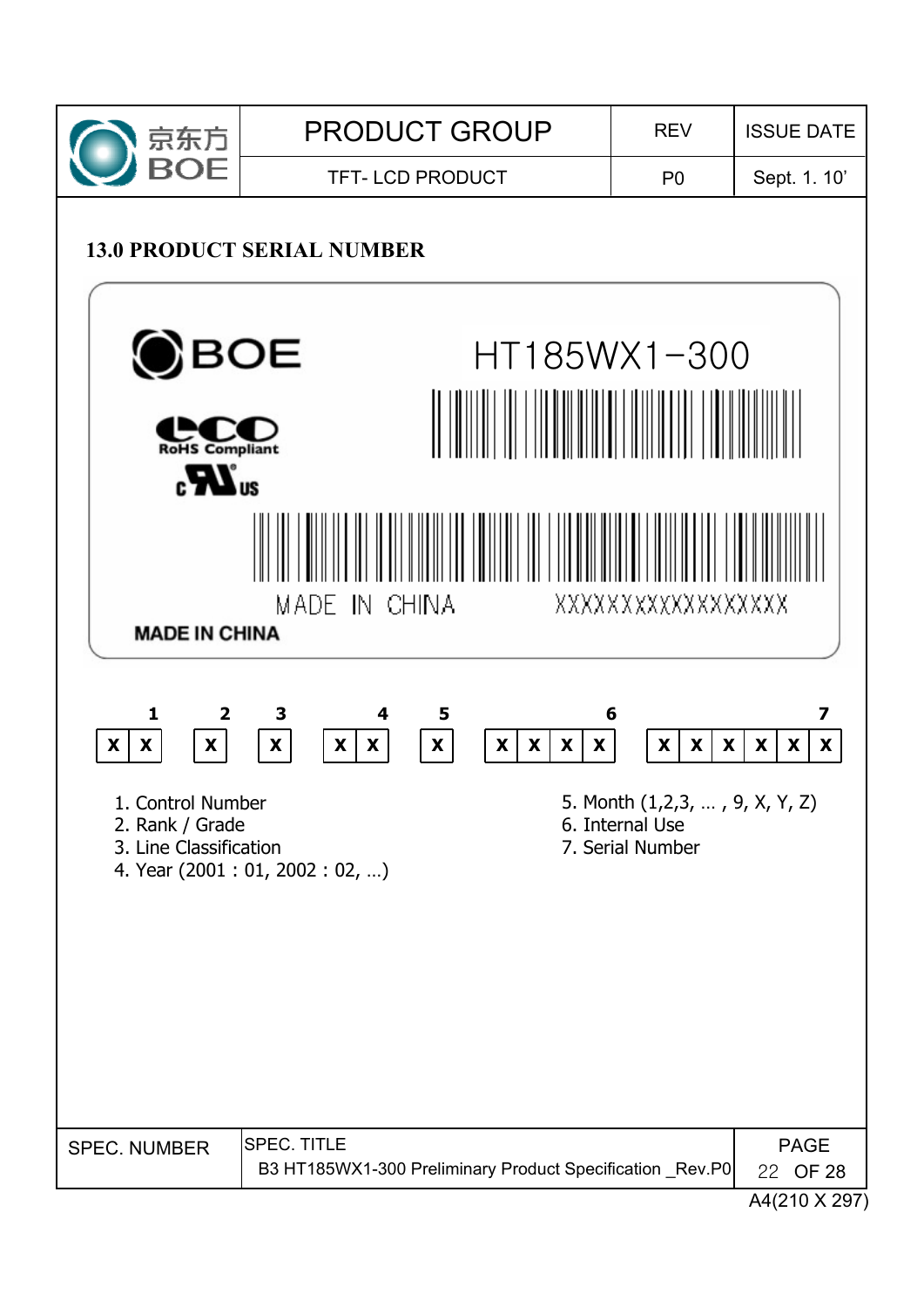## 13.0 PRODUCT SERIAL NUMBER

BOE

HT185WX1-300

eco RoHS Compliant

c UL us

MADE IN CHINA XXXXXXXXXXXXXXXXX

MADE IN CHINA

| 1 | | 2 | 3 | 4 | | 5 | 6 | | | | 7 | | | | | |
|---|---|---|---|---|---|---|---|---|---|---|---|---|---|---|---|---|
| X | X | X | X | X | X | X | X | X | X | X | X | X | X | X | X | X |

1. Control Number
2. Rank / Grade
3. Line Classification
4. Year (2001 : 01, 2002 : 02, …)
5. Month (1,2,3, … , 9, X, Y, Z)
6. Internal Use
7. Serial Number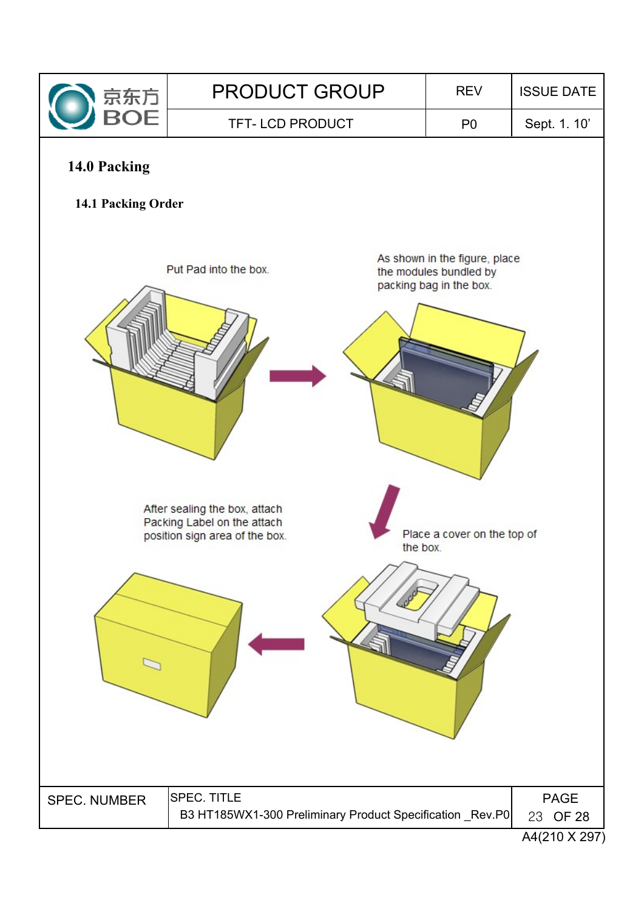## 14.0 Packing

### 14.1 Packing Order

Put Pad into the box.

As shown in the figure, place the modules bundled by packing bag in the box.

Place a cover on the top of the box.

After sealing the box, attach Packing Label on the attach position sign area of the box.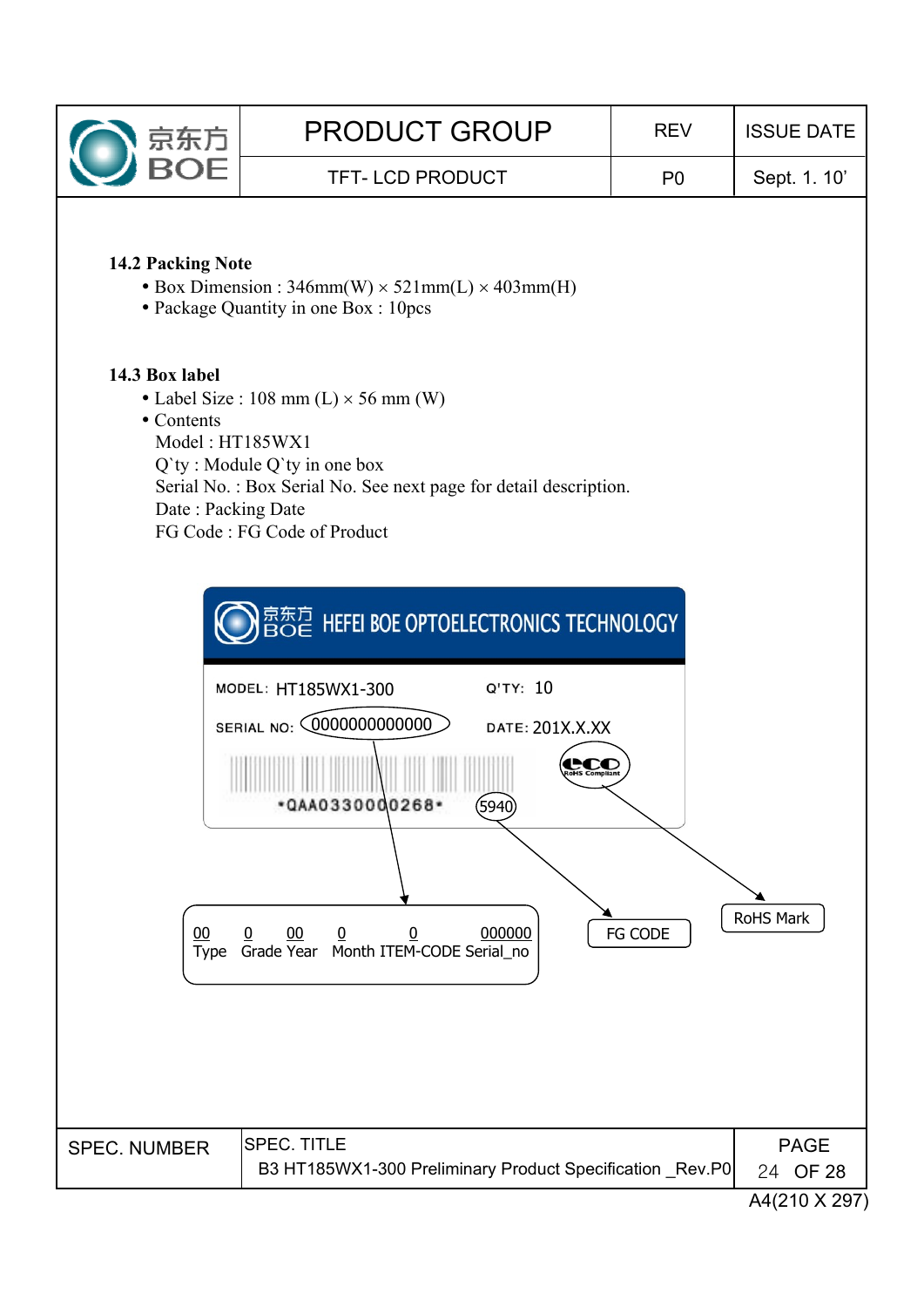### 14.2 Packing Note

- Box Dimension : 346mm(W) × 521mm(L) × 403mm(H)
- Package Quantity in one Box : 10pcs

### 14.3 Box label

- Label Size : 108 mm (L) × 56 mm (W)
- Contents

  Model : HT185WX1

  Q`ty : Module Q`ty in one box

  Serial No. : Box Serial No. See next page for detail description.

  Date : Packing Date

  FG Code : FG Code of Product

HEFEI BOE OPTOELECTRONICS TECHNOLOGY

MODEL: HT185WX1-300

Q'TY: 10

SERIAL NO: 0000000000000

DATE: 201X.X.XX

*QAA0330000268*

5940

| 00 | 0 | 00 | 0 | 0 | 000000 |
|---|---|---|---|---|---|
| Type | Grade | Year | Month | ITEM-CODE | Serial_no |

FG CODE

RoHS Mark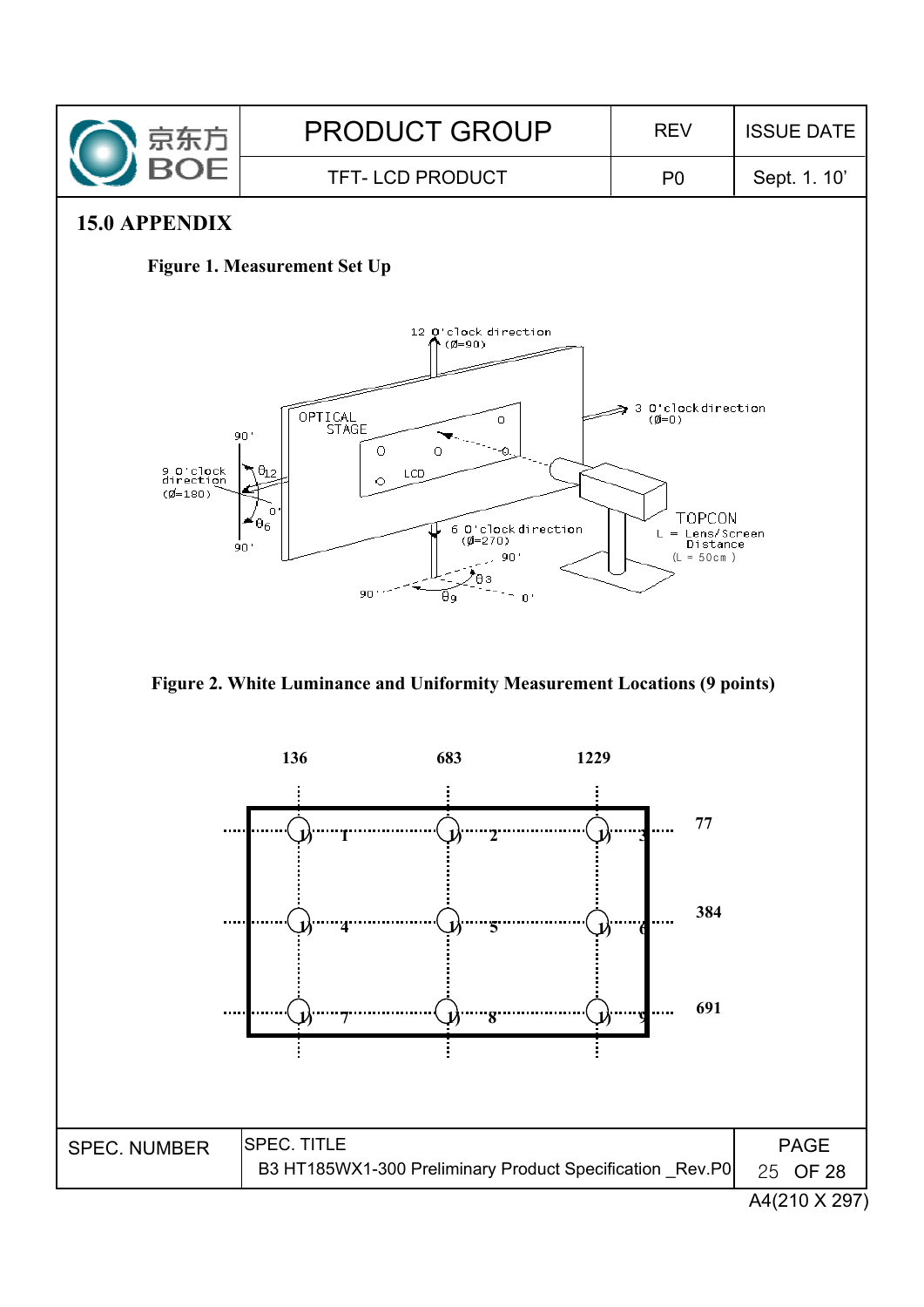## 15.0 APPENDIX

**Figure 1. Measurement Set Up**

12 O'clock direction
(Ø=90)

3 O'clock direction
(Ø=0)

OPTICAL
STAGE

LCD

9 O'clock
direction
(Ø=180)

90'

$\theta_{12}$

0'

$\theta_6$

90'

6 O'clock direction
(Ø=270)

TOPCON
L = Lens/Screen
Distance
(L = 50cm)

90'

$\theta_3$

90'

$\theta_9$

0'

**Figure 2. White Luminance and Uniformity Measurement Locations (9 points)**

136

683

1229

77

384

691

1 2 3 4 5 6 7 8 9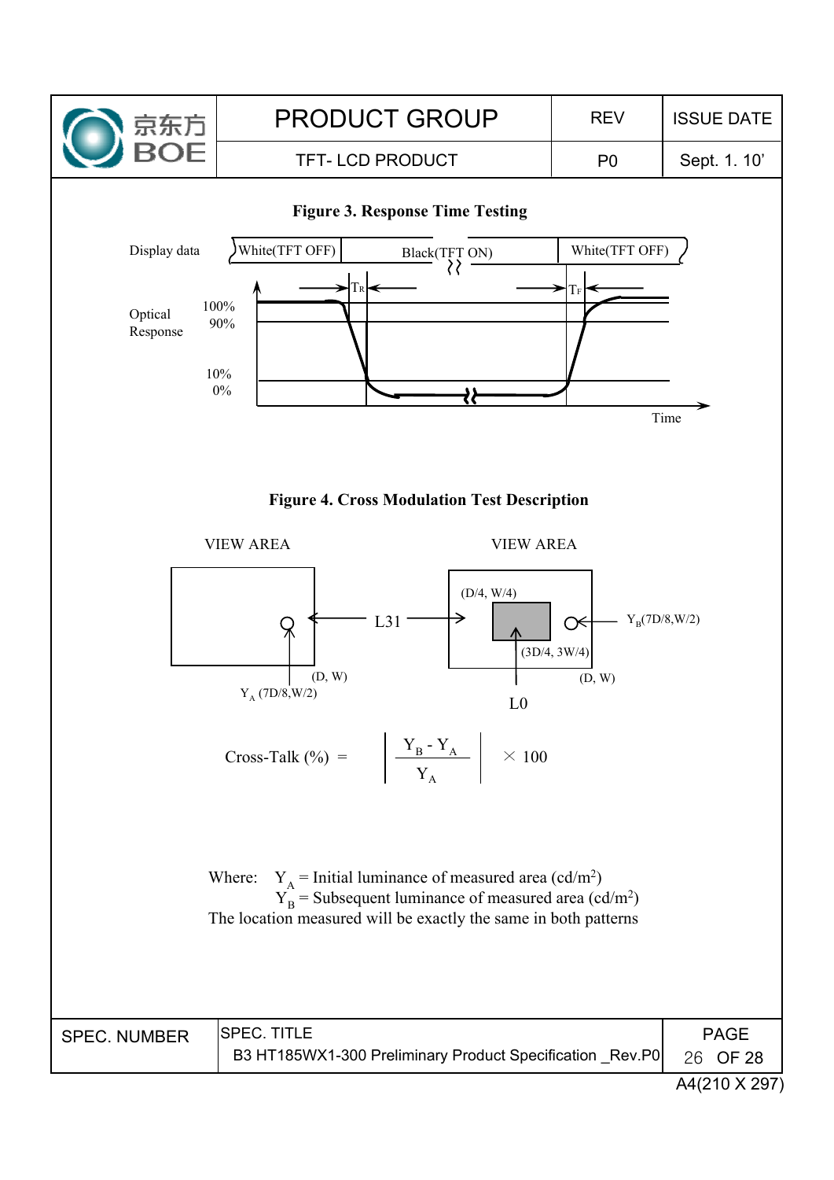**Figure 3. Response Time Testing**

Display data

White(TFT OFF)

Black(TFT ON)

White(TFT OFF)

Optical Response

100%

90%

10%

0%

$T_R$

$T_F$

Time

**Figure 4. Cross Modulation Test Description**

VIEW AREA

VIEW AREA

L31

(D/4, W/4)

$Y_B$(7D/8,W/2)

(3D/4, 3W/4)

(D, W)

(D, W)

$Y_A$ (7D/8,W/2)

L0

$$\text{Cross-Talk (\%)} = \left| \frac{Y_B - Y_A}{Y_A} \right| \times 100$$

Where: $Y_A$ = Initial luminance of measured area (cd/m$^2$)

$Y_B$ = Subsequent luminance of measured area (cd/m$^2$)

The location measured will be exactly the same in both patterns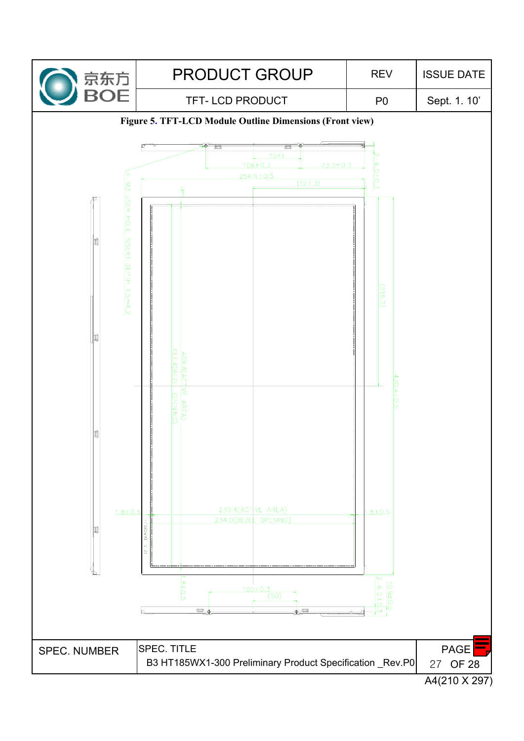**Figure 5. TFT-LCD Module Outline Dimensions (Front view)**

(54)

108±0.3

73.3±0.3

254.6±0.5

(127.3)

2-6.0±0.3

6-M3 USER HOLE INSERT DEPTH 1.5~4.2

(215.2)

430.4±0.5

413.4(BEZEL OPENING)

409.8(ACTIVE AREA)

1.8±0.5

230.4(ACTIVE AREA)

234.0(BEZEL OPENING)

1.8±0.5

1.8±0.5

100±0.3

(50)

2-6.0±0.3

10.9±0.6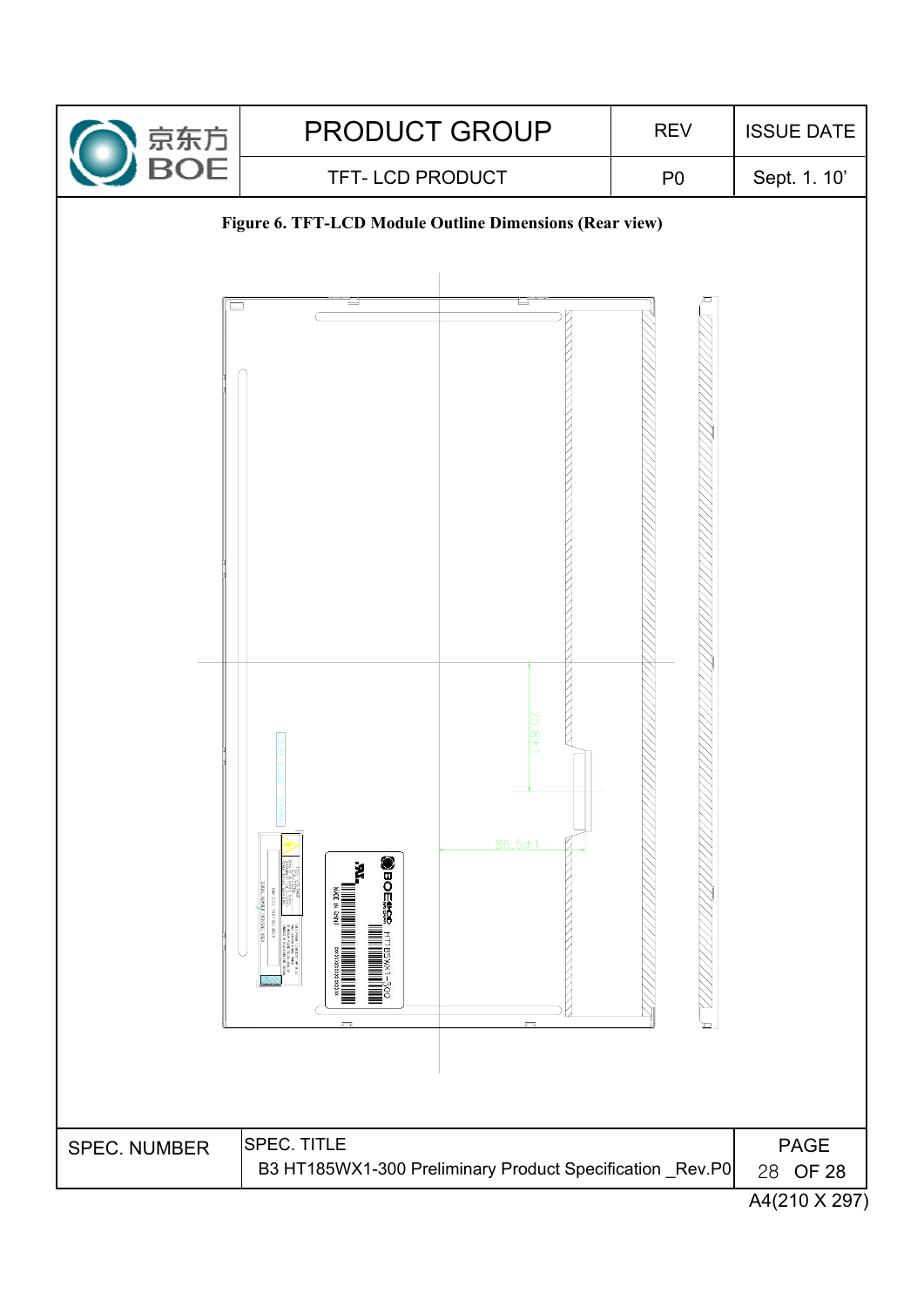**Figure 6. TFT-LCD Module Outline Dimensions (Rear view)**

75.8±1

86.5±1